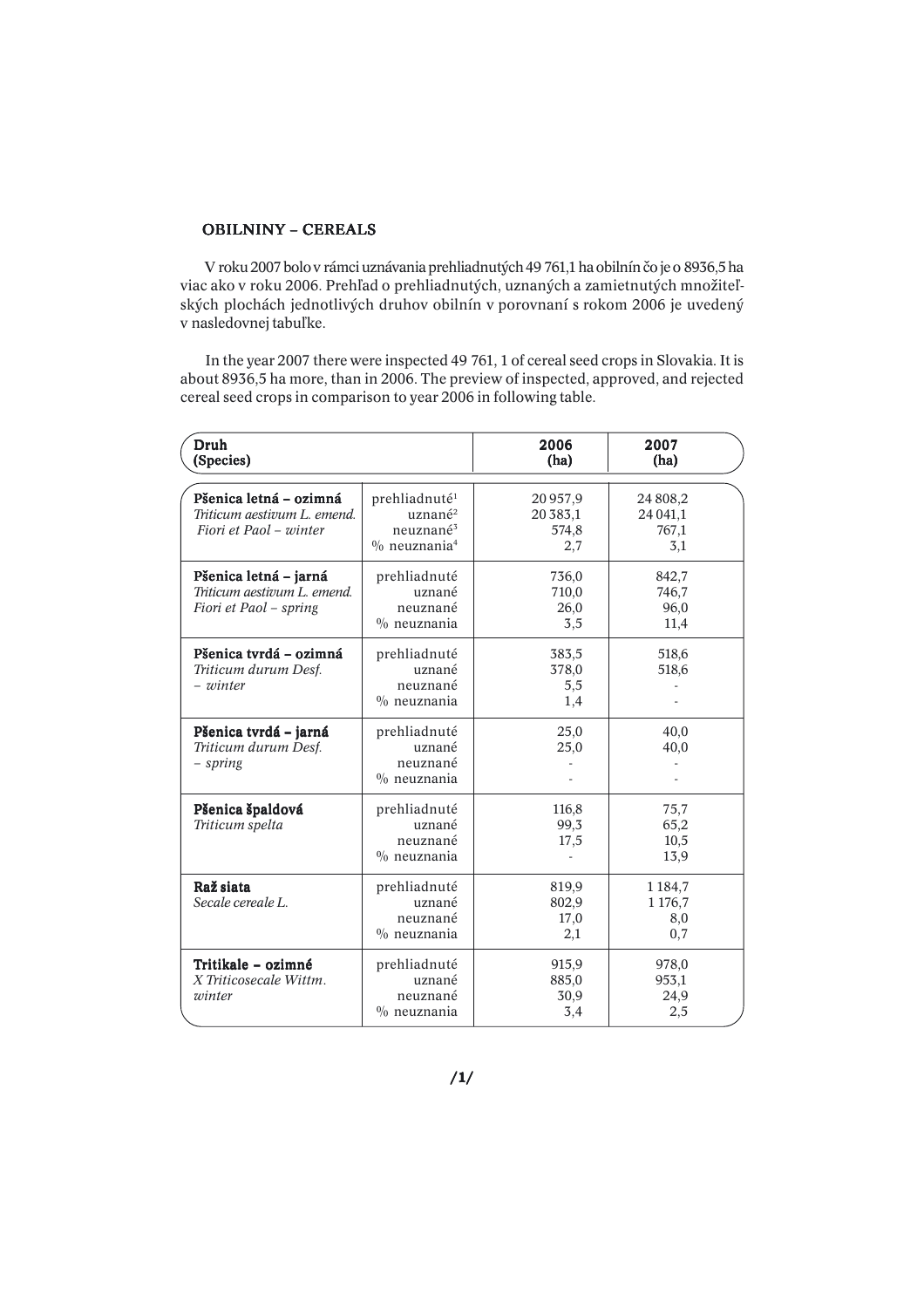## OBILNINY – CEREALS

V roku 2007 bolo v rámci uznávania prehliadnutých 49 761,1 ha obilnín čo je o 8936,5 ha viac ako v roku 2006. Prehľad o prehliadnutých, uznaných a zamietnutých množiteľských plochách jednotlivých druhov obilnín v porovnaní s rokom 2006 je uvedený v nasledovnej tabuľke.

In the year 2007 there were inspected 49 761, 1 of cereal seed crops in Slovakia. It is about 8936,5 ha more, than in 2006. The preview of inspected, approved, and rejected cereal seed crops in comparison to year 2006 in following table.

| Druh (Species) | | 2006 (ha) | 2007 (ha) |
|---|---|---|---|
| **Pšenica letná – ozimná** *Triticum aestivum L. emend. Fiori et Paol – winter* | prehliadnuté[1] | 20 957,9 | 24 808,2 |
| | uznané[2] | 20 383,1 | 24 041,1 |
| | neuznané[3] | 574,8 | 767,1 |
| | % neuznania[4] | 2,7 | 3,1 |
| **Pšenica letná – jarná** *Triticum aestivum L. emend. Fiori et Paol – spring* | prehliadnuté | 736,0 | 842,7 |
| | uznané | 710,0 | 746,7 |
| | neuznané | 26,0 | 96,0 |
| | % neuznania | 3,5 | 11,4 |
| **Pšenica tvrdá – ozimná** *Triticum durum Desf. – winter* | prehliadnuté | 383,5 | 518,6 |
| | uznané | 378,0 | 518,6 |
| | neuznané | 5,5 | - |
| | % neuznania | 1,4 | - |
| **Pšenica tvrdá – jarná** *Triticum durum Desf. – spring* | prehliadnuté | 25,0 | 40,0 |
| | uznané | 25,0 | 40,0 |
| | neuznané | - | - |
| | % neuznania | - | - |
| **Pšenica špaldová** *Triticum spelta* | prehliadnuté | 116,8 | 75,7 |
| | uznané | 99,3 | 65,2 |
| | neuznané | 17,5 | 10,5 |
| | % neuznania | - | 13,9 |
| **Raž siata** *Secale cereale L.* | prehliadnuté | 819,9 | 1 184,7 |
| | uznané | 802,9 | 1 176,7 |
| | neuznané | 17,0 | 8,0 |
| | % neuznania | 2,1 | 0,7 |
| **Tritikale – ozimné** *X Triticosecale Wittm. winter* | prehliadnuté | 915,9 | 978,0 |
| | uznané | 885,0 | 953,1 |
| | neuznané | 30,9 | 24,9 |
| | % neuznania | 3,4 | 2,5 |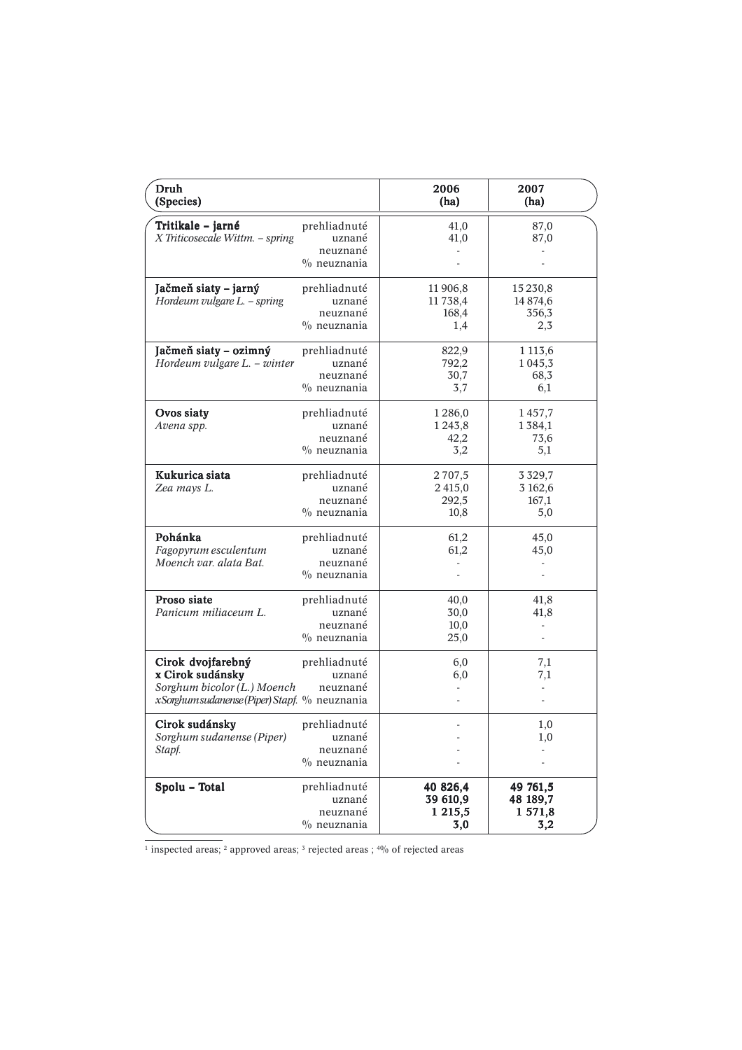| Druh (Species) | | 2006 (ha) | 2007 (ha) |
|---|---|---|---|
| **Tritikale – jarné** *X Triticosecale Wittm. – spring* | prehliadnuté | 41,0 | 87,0 |
| | uznané | 41,0 | 87,0 |
| | neuznané | - | - |
| | % neuznania | - | - |
| **Jačmeň siaty – jarný** *Hordeum vulgare L. – spring* | prehliadnuté | 11 906,8 | 15 230,8 |
| | uznané | 11 738,4 | 14 874,6 |
| | neuznané | 168,4 | 356,3 |
| | % neuznania | 1,4 | 2,3 |
| **Jačmeň siaty – ozimný** *Hordeum vulgare L. – winter* | prehliadnuté | 822,9 | 1 113,6 |
| | uznané | 792,2 | 1 045,3 |
| | neuznané | 30,7 | 68,3 |
| | % neuznania | 3,7 | 6,1 |
| **Ovos siaty** *Avena spp.* | prehliadnuté | 1 286,0 | 1 457,7 |
| | uznané | 1 243,8 | 1 384,1 |
| | neuznané | 42,2 | 73,6 |
| | % neuznania | 3,2 | 5,1 |
| **Kukurica siata** *Zea mays L.* | prehliadnuté | 2 707,5 | 3 329,7 |
| | uznané | 2 415,0 | 3 162,6 |
| | neuznané | 292,5 | 167,1 |
| | % neuznania | 10,8 | 5,0 |
| **Pohánka** *Fagopyrum esculentum Moench var. alata Bat.* | prehliadnuté | 61,2 | 45,0 |
| | uznané | 61,2 | 45,0 |
| | neuznané | - | - |
| | % neuznania | - | - |
| **Proso siate** *Panicum miliaceum L.* | prehliadnuté | 40,0 | 41,8 |
| | uznané | 30,0 | 41,8 |
| | neuznané | 10,0 | - |
| | % neuznania | 25,0 | - |
| **Cirok dvojfarebný x Cirok sudánsky** *Sorghum bicolor (L.) Moench x Sorghum sudanense (Piper) Stapf.* | prehliadnuté | 6,0 | 7,1 |
| | uznané | 6,0 | 7,1 |
| | neuznané | - | - |
| | % neuznania | - | - |
| **Cirok sudánsky** *Sorghum sudanense (Piper) Stapf.* | prehliadnuté | - | 1,0 |
| | uznané | - | 1,0 |
| | neuznané | - | - |
| | % neuznania | - | - |
| **Spolu – Total** | prehliadnuté | **40 826,4** | **49 761,5** |
| | uznané | **39 610,9** | **48 189,7** |
| | neuznané | **1 215,5** | **1 571,8** |
| | % neuznania | **3,0** | **3,2** |

[1] inspected areas; [2] approved areas; [3] rejected areas ; [4] % of rejected areas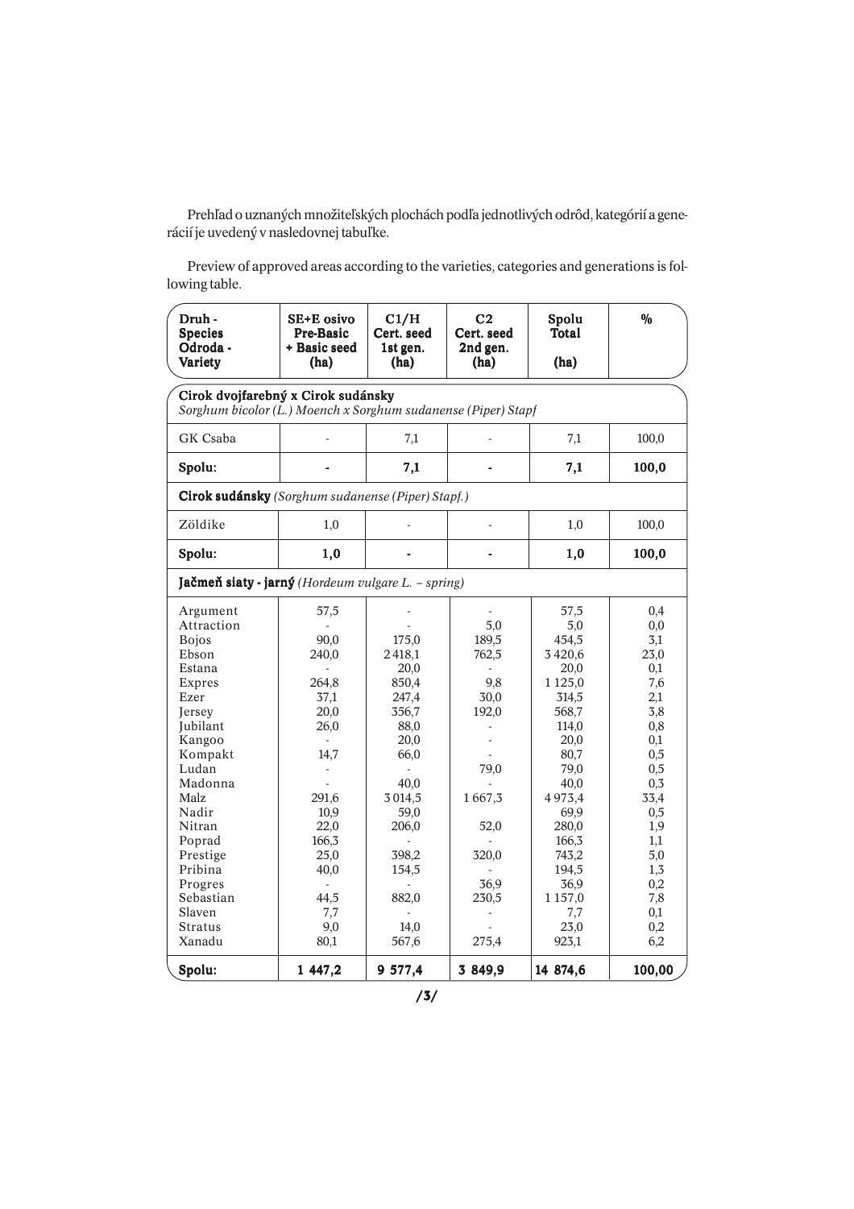Prehľad o uznaných množiteľských plochách podľa jednotlivých odrôd, kategórií a generácií je uvedený v nasledovnej tabuľke.

Preview of approved areas according to the varieties, categories and generations is following table.

| Druh - Species Odroda - Variety | SE+E osivo Pre-Basic + Basic seed (ha) | C1/H Cert. seed 1st gen. (ha) | C2 Cert. seed 2nd gen. (ha) | Spolu Total (ha) | % |
|---|---|---|---|---|---|
| **Cirok dvojfarebný x Cirok sudánsky** *Sorghum bicolor (L.) Moench x Sorghum sudanense (Piper) Stapf* | | | | | |
| GK Csaba | - | 7,1 | - | 7,1 | 100,0 |
| **Spolu:** | **-** | **7,1** | **-** | **7,1** | **100,0** |
| **Cirok sudánsky** *(Sorghum sudanense (Piper) Stapf.)* | | | | | |
| Zöldike | 1,0 | - | - | 1,0 | 100,0 |
| **Spolu:** | **1,0** | **-** | **-** | **1,0** | **100,0** |
| **Jačmeň siaty - jarný** *(Hordeum vulgare L. – spring)* | | | | | |
| Argument | 57,5 | - | - | 57,5 | 0,4 |
| Attraction | - | - | 5,0 | 5,0 | 0,0 |
| Bojos | 90,0 | 175,0 | 189,5 | 454,5 | 3,1 |
| Ebson | 240,0 | 2 418,1 | 762,5 | 3 420,6 | 23,0 |
| Estana | - | 20,0 | - | 20,0 | 0,1 |
| Expres | 264,8 | 850,4 | 9,8 | 1 125,0 | 7,6 |
| Ezer | 37,1 | 247,4 | 30,0 | 314,5 | 2,1 |
| Jersey | 20,0 | 356,7 | 192,0 | 568,7 | 3,8 |
| Jubilant | 26,0 | 88,0 | - | 114,0 | 0,8 |
| Kangoo | - | 20,0 | - | 20,0 | 0,1 |
| Kompakt | 14,7 | 66,0 | - | 80,7 | 0,5 |
| Ludan | - | - | 79,0 | 79,0 | 0,5 |
| Madonna | - | 40,0 | - | 40,0 | 0,3 |
| Malz | 291,6 | 3 014,5 | 1 667,3 | 4 973,4 | 33,4 |
| Nadir | 10,9 | 59,0 | | 69,9 | 0,5 |
| Nitran | 22,0 | 206,0 | 52,0 | 280,0 | 1,9 |
| Poprad | 166,3 | - | - | 166,3 | 1,1 |
| Prestige | 25,0 | 398,2 | 320,0 | 743,2 | 5,0 |
| Pribina | 40,0 | 154,5 | - | 194,5 | 1,3 |
| Progres | - | - | 36,9 | 36,9 | 0,2 |
| Sebastian | 44,5 | 882,0 | 230,5 | 1 157,0 | 7,8 |
| Slaven | 7,7 | - | - | 7,7 | 0,1 |
| Stratus | 9,0 | 14,0 | - | 23,0 | 0,2 |
| Xanadu | 80,1 | 567,6 | 275,4 | 923,1 | 6,2 |
| **Spolu:** | **1 447,2** | **9 577,4** | **3 849,9** | **14 874,6** | **100,00** |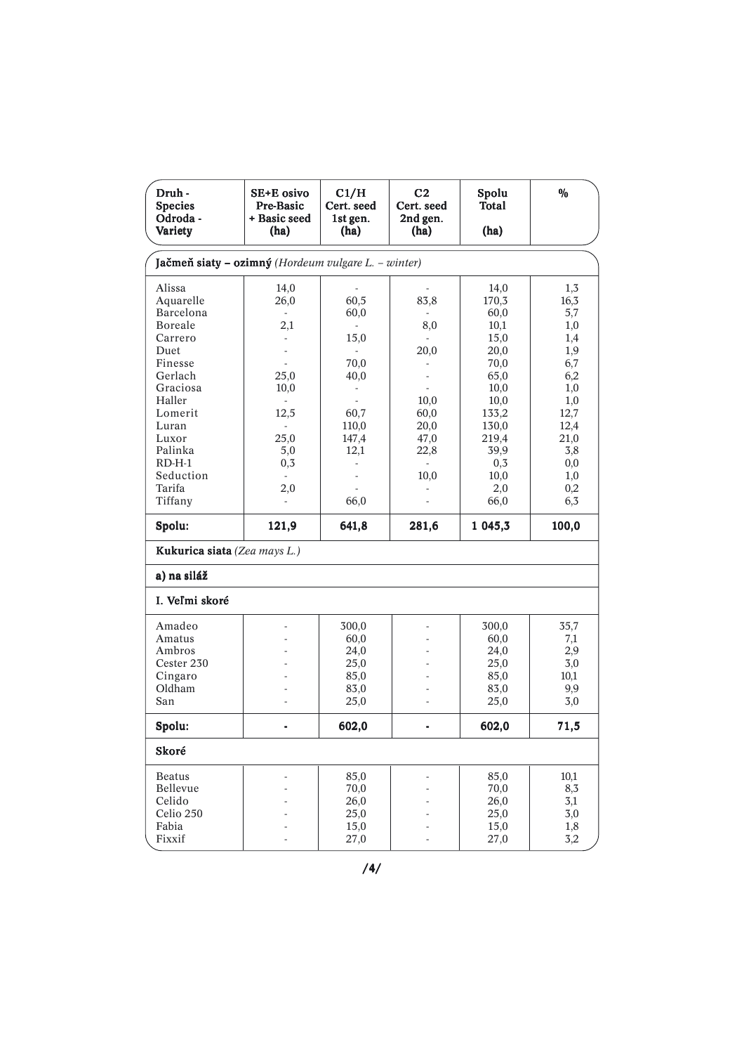| Druh - Species Odroda - Variety | SE+E osivo Pre-Basic + Basic seed (ha) | C1/H Cert. seed 1st gen. (ha) | C2 Cert. seed 2nd gen. (ha) | Spolu Total (ha) | % |
|---|---|---|---|---|---|
| **Jačmeň siaty – ozimný** *(Hordeum vulgare L. – winter)* | | | | | |
| Alissa | 14,0 | - | - | 14,0 | 1,3 |
| Aquarelle | 26,0 | 60,5 | 83,8 | 170,3 | 16,3 |
| Barcelona | - | 60,0 | - | 60,0 | 5,7 |
| Boreale | 2,1 | - | 8,0 | 10,1 | 1,0 |
| Carrero | - | 15,0 | - | 15,0 | 1,4 |
| Duet | - | - | 20,0 | 20,0 | 1,9 |
| Finesse | - | 70,0 | - | 70,0 | 6,7 |
| Gerlach | 25,0 | 40,0 | - | 65,0 | 6,2 |
| Graciosa | 10,0 | - | - | 10,0 | 1,0 |
| Haller | - | - | 10,0 | 10,0 | 1,0 |
| Lomerit | 12,5 | 60,7 | 60,0 | 133,2 | 12,7 |
| Luran | - | 110,0 | 20,0 | 130,0 | 12,4 |
| Luxor | 25,0 | 147,4 | 47,0 | 219,4 | 21,0 |
| Palinka | 5,0 | 12,1 | 22,8 | 39,9 | 3,8 |
| RD-H-1 | 0,3 | - | - | 0,3 | 0,0 |
| Seduction | - | - | 10,0 | 10,0 | 1,0 |
| Tarifa | 2,0 | - | - | 2,0 | 0,2 |
| Tiffany | - | 66,0 | - | 66,0 | 6,3 |
| **Spolu:** | **121,9** | **641,8** | **281,6** | **1 045,3** | **100,0** |
| **Kukurica siata** *(Zea mays L.)* | | | | | |
| **a) na siláž** | | | | | |
| **I. Veľmi skoré** | | | | | |
| Amadeo | - | 300,0 | - | 300,0 | 35,7 |
| Amatus | - | 60,0 | - | 60,0 | 7,1 |
| Ambros | - | 24,0 | - | 24,0 | 2,9 |
| Cester 230 | - | 25,0 | - | 25,0 | 3,0 |
| Cingaro | - | 85,0 | - | 85,0 | 10,1 |
| Oldham | - | 83,0 | - | 83,0 | 9,9 |
| San | - | 25,0 | - | 25,0 | 3,0 |
| **Spolu:** | **-** | **602,0** | **-** | **602,0** | **71,5** |
| **Skoré** | | | | | |
| Beatus | - | 85,0 | - | 85,0 | 10,1 |
| Bellevue | - | 70,0 | - | 70,0 | 8,3 |
| Celido | - | 26,0 | - | 26,0 | 3,1 |
| Celio 250 | - | 25,0 | - | 25,0 | 3,0 |
| Fabia | - | 15,0 | - | 15,0 | 1,8 |
| Fixxif | - | 27,0 | - | 27,0 | 3,2 |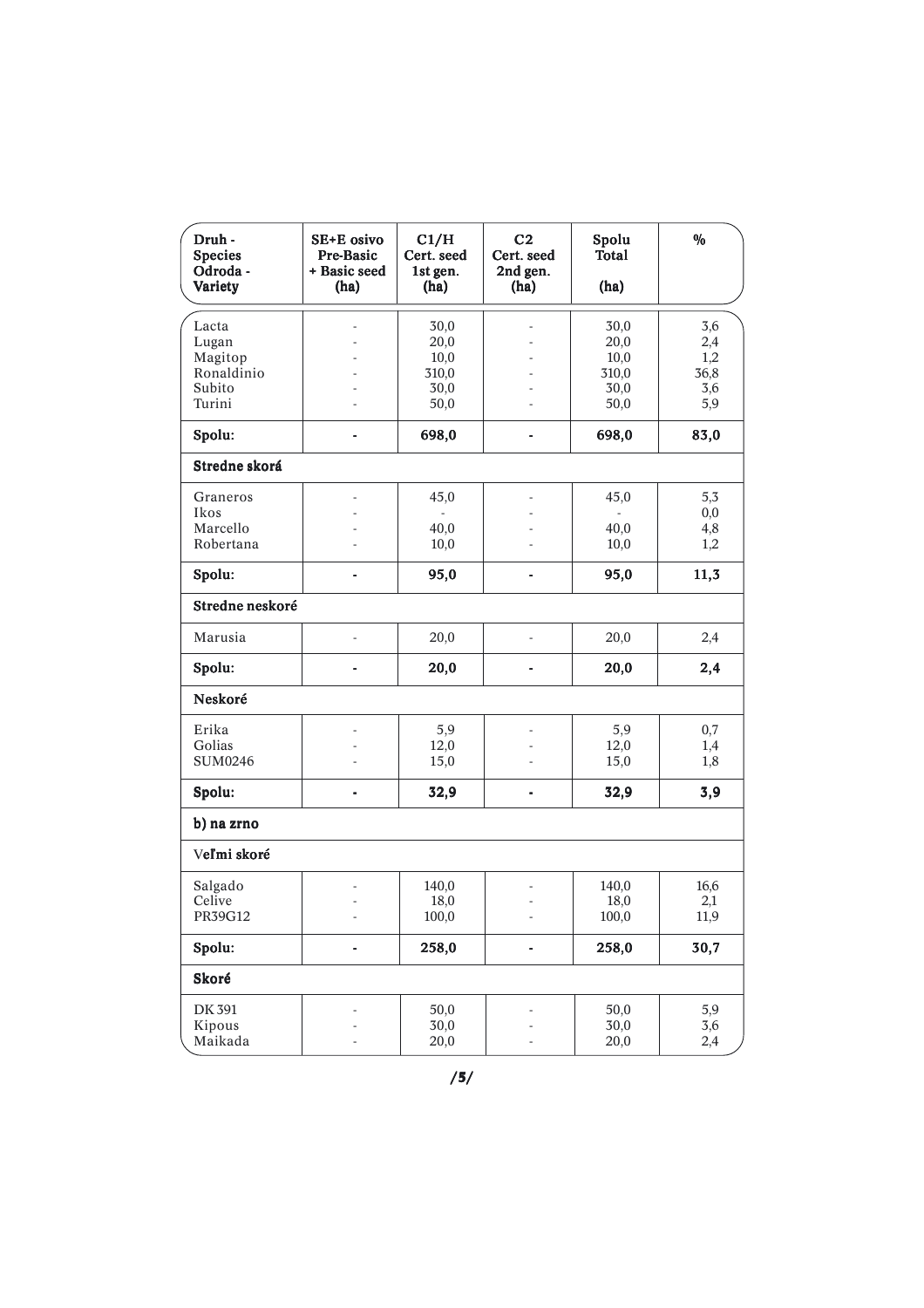| Druh - Species Odroda - Variety | SE+E osivo Pre-Basic + Basic seed (ha) | C1/H Cert. seed 1st gen. (ha) | C2 Cert. seed 2nd gen. (ha) | Spolu Total (ha) | % |
|---|---|---|---|---|---|
| Lacta | - | 30,0 | - | 30,0 | 3,6 |
| Lugan | - | 20,0 | - | 20,0 | 2,4 |
| Magitop | - | 10,0 | - | 10,0 | 1,2 |
| Ronaldinio | - | 310,0 | - | 310,0 | 36,8 |
| Subito | - | 30,0 | - | 30,0 | 3,6 |
| Turini | - | 50,0 | - | 50,0 | 5,9 |
| **Spolu:** | **-** | **698,0** | **-** | **698,0** | **83,0** |
| **Stredne skorá** | | | | | |
| Graneros | - | 45,0 | - | 45,0 | 5,3 |
| Ikos | - | - | - | - | 0,0 |
| Marcello | - | 40,0 | - | 40,0 | 4,8 |
| Robertana | - | 10,0 | - | 10,0 | 1,2 |
| **Spolu:** | **-** | **95,0** | **-** | **95,0** | **11,3** |
| **Stredne neskoré** | | | | | |
| Marusia | - | 20,0 | - | 20,0 | 2,4 |
| **Spolu:** | **-** | **20,0** | **-** | **20,0** | **2,4** |
| **Neskoré** | | | | | |
| Erika | - | 5,9 | - | 5,9 | 0,7 |
| Golias | - | 12,0 | - | 12,0 | 1,4 |
| SUM0246 | - | 15,0 | - | 15,0 | 1,8 |
| **Spolu:** | **-** | **32,9** | **-** | **32,9** | **3,9** |
| **b) na zrno** | | | | | |
| **Veľmi skoré** | | | | | |
| Salgado | - | 140,0 | - | 140,0 | 16,6 |
| Celive | - | 18,0 | - | 18,0 | 2,1 |
| PR39G12 | - | 100,0 | - | 100,0 | 11,9 |
| **Spolu:** | **-** | **258,0** | **-** | **258,0** | **30,7** |
| **Skoré** | | | | | |
| DK 391 | - | 50,0 | - | 50,0 | 5,9 |
| Kipous | - | 30,0 | - | 30,0 | 3,6 |
| Maikada | - | 20,0 | - | 20,0 | 2,4 |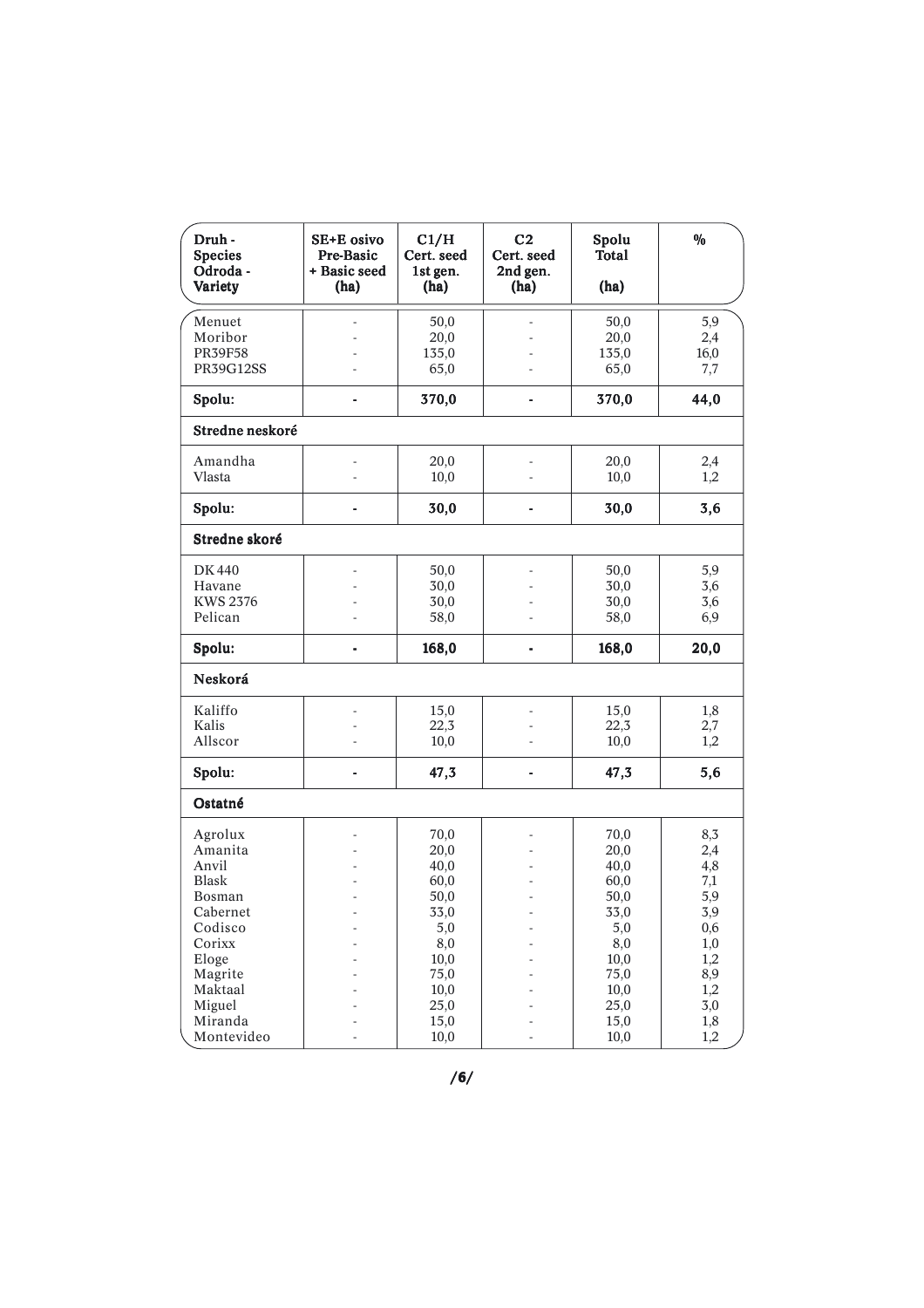| Druh - Species Odroda - Variety | SE+E osivo Pre-Basic + Basic seed (ha) | C1/H Cert. seed 1st gen. (ha) | C2 Cert. seed 2nd gen. (ha) | Spolu Total (ha) | % |
|---|---|---|---|---|---|
| Menuet | - | 50,0 | - | 50,0 | 5,9 |
| Moribor | - | 20,0 | - | 20,0 | 2,4 |
| PR39F58 | - | 135,0 | - | 135,0 | 16,0 |
| PR39G12SS | - | 65,0 | - | 65,0 | 7,7 |
| **Spolu:** | **-** | **370,0** | **-** | **370,0** | **44,0** |
| **Stredne neskoré** | | | | | |
| Amandha | - | 20,0 | - | 20,0 | 2,4 |
| Vlasta | - | 10,0 | - | 10,0 | 1,2 |
| **Spolu:** | **-** | **30,0** | **-** | **30,0** | **3,6** |
| **Stredne skoré** | | | | | |
| DK 440 | - | 50,0 | - | 50,0 | 5,9 |
| Havane | - | 30,0 | - | 30,0 | 3,6 |
| KWS 2376 | - | 30,0 | - | 30,0 | 3,6 |
| Pelican | - | 58,0 | - | 58,0 | 6,9 |
| **Spolu:** | **-** | **168,0** | **-** | **168,0** | **20,0** |
| **Neskorá** | | | | | |
| Kaliffo | - | 15,0 | - | 15,0 | 1,8 |
| Kalis | - | 22,3 | - | 22,3 | 2,7 |
| Allscor | - | 10,0 | - | 10,0 | 1,2 |
| **Spolu:** | **-** | **47,3** | **-** | **47,3** | **5,6** |
| **Ostatné** | | | | | |
| Agrolux | - | 70,0 | - | 70,0 | 8,3 |
| Amanita | - | 20,0 | - | 20,0 | 2,4 |
| Anvil | - | 40,0 | - | 40,0 | 4,8 |
| Blask | - | 60,0 | - | 60,0 | 7,1 |
| Bosman | - | 50,0 | - | 50,0 | 5,9 |
| Cabernet | - | 33,0 | - | 33,0 | 3,9 |
| Codisco | - | 5,0 | - | 5,0 | 0,6 |
| Corixx | - | 8,0 | - | 8,0 | 1,0 |
| Eloge | - | 10,0 | - | 10,0 | 1,2 |
| Magrite | - | 75,0 | - | 75,0 | 8,9 |
| Maktaal | - | 10,0 | - | 10,0 | 1,2 |
| Miguel | - | 25,0 | - | 25,0 | 3,0 |
| Miranda | - | 15,0 | - | 15,0 | 1,8 |
| Montevideo | - | 10,0 | - | 10,0 | 1,2 |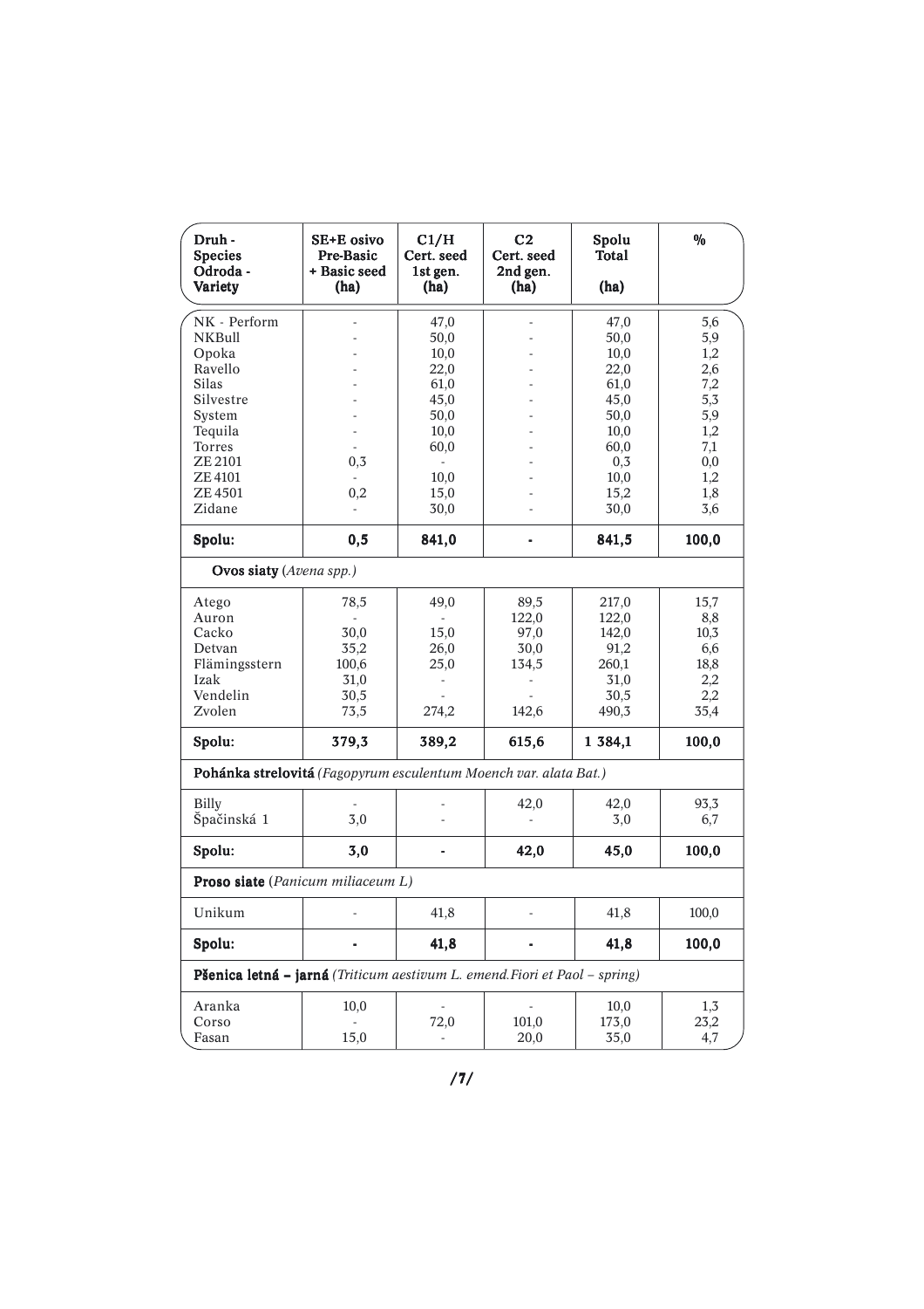| Druh - Species Odroda - Variety | SE+E osivo Pre-Basic + Basic seed (ha) | C1/H Cert. seed 1st gen. (ha) | C2 Cert. seed 2nd gen. (ha) | Spolu Total (ha) | % |
|---|---|---|---|---|---|
| NK - Perform | - | 47,0 | - | 47,0 | 5,6 |
| NKBull | - | 50,0 | - | 50,0 | 5,9 |
| Opoka | - | 10,0 | - | 10,0 | 1,2 |
| Ravello | - | 22,0 | - | 22,0 | 2,6 |
| Silas | - | 61,0 | - | 61,0 | 7,2 |
| Silvestre | - | 45,0 | - | 45,0 | 5,3 |
| System | - | 50,0 | - | 50,0 | 5,9 |
| Tequila | - | 10,0 | - | 10,0 | 1,2 |
| Torres | - | 60,0 | - | 60,0 | 7,1 |
| ZE 2101 | 0,3 | - | - | 0,3 | 0,0 |
| ZE 4101 | - | 10,0 | - | 10,0 | 1,2 |
| ZE 4501 | 0,2 | 15,0 | - | 15,2 | 1,8 |
| Zidane | - | 30,0 | - | 30,0 | 3,6 |
| **Spolu:** | **0,5** | **841,0** | **-** | **841,5** | **100,0** |
| **Ovos siaty** (*Avena spp.*) | | | | | |
| Atego | 78,5 | 49,0 | 89,5 | 217,0 | 15,7 |
| Auron | - | - | 122,0 | 122,0 | 8,8 |
| Cacko | 30,0 | 15,0 | 97,0 | 142,0 | 10,3 |
| Detvan | 35,2 | 26,0 | 30,0 | 91,2 | 6,6 |
| Flämingsstern | 100,6 | 25,0 | 134,5 | 260,1 | 18,8 |
| Izak | 31,0 | - | - | 31,0 | 2,2 |
| Vendelin | 30,5 | - | - | 30,5 | 2,2 |
| Zvolen | 73,5 | 274,2 | 142,6 | 490,3 | 35,4 |
| **Spolu:** | **379,3** | **389,2** | **615,6** | **1 384,1** | **100,0** |
| **Pohánka strelovitá** (*Fagopyrum esculentum Moench var. alata Bat.*) | | | | | |
| Billy | - | - | 42,0 | 42,0 | 93,3 |
| Špačinská 1 | 3,0 | - | - | 3,0 | 6,7 |
| **Spolu:** | **3,0** | **-** | **42,0** | **45,0** | **100,0** |
| **Proso siate** (*Panicum miliaceum L*) | | | | | |
| Unikum | - | 41,8 | - | 41,8 | 100,0 |
| **Spolu:** | **-** | **41,8** | **-** | **41,8** | **100,0** |
| **Pšenica letná – jarná** (*Triticum aestivum L. emend.Fiori et Paol – spring*) | | | | | |
| Aranka | 10,0 | - | - | 10,0 | 1,3 |
| Corso | - | 72,0 | 101,0 | 173,0 | 23,2 |
| Fasan | 15,0 | - | 20,0 | 35,0 | 4,7 |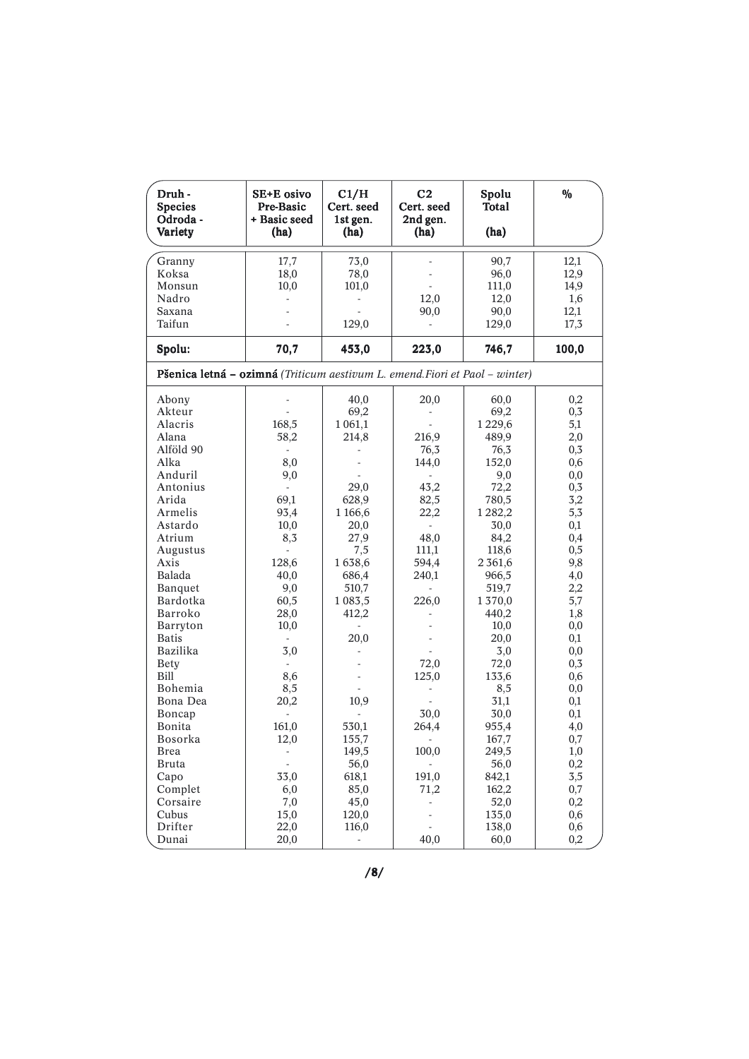| Druh - Species Odroda - Variety | SE+E osivo Pre-Basic + Basic seed (ha) | C1/H Cert. seed 1st gen. (ha) | C2 Cert. seed 2nd gen. (ha) | Spolu Total (ha) | % |
|---|---|---|---|---|---|
| Granny | 17,7 | 73,0 | - | 90,7 | 12,1 |
| Koksa | 18,0 | 78,0 | - | 96,0 | 12,9 |
| Monsun | 10,0 | 101,0 | - | 111,0 | 14,9 |
| Nadro | - | - | 12,0 | 12,0 | 1,6 |
| Saxana | - | - | 90,0 | 90,0 | 12,1 |
| Taifun | - | 129,0 | - | 129,0 | 17,3 |
| **Spolu:** | **70,7** | **453,0** | **223,0** | **746,7** | **100,0** |
| **Pšenica letná – ozimná** *(Triticum aestivum L. emend.Fiori et Paol – winter)* | | | | | |
| Abony | - | 40,0 | 20,0 | 60,0 | 0,2 |
| Akteur | - | 69,2 | - | 69,2 | 0,3 |
| Alacris | 168,5 | 1 061,1 | - | 1 229,6 | 5,1 |
| Alana | 58,2 | 214,8 | 216,9 | 489,9 | 2,0 |
| Alföld 90 | - | - | 76,3 | 76,3 | 0,3 |
| Alka | 8,0 | - | 144,0 | 152,0 | 0,6 |
| Anduril | 9,0 | - | - | 9,0 | 0,0 |
| Antonius | - | 29,0 | 43,2 | 72,2 | 0,3 |
| Arida | 69,1 | 628,9 | 82,5 | 780,5 | 3,2 |
| Armelis | 93,4 | 1 166,6 | 22,2 | 1 282,2 | 5,3 |
| Astardo | 10,0 | 20,0 | - | 30,0 | 0,1 |
| Atrium | 8,3 | 27,9 | 48,0 | 84,2 | 0,4 |
| Augustus | - | 7,5 | 111,1 | 118,6 | 0,5 |
| Axis | 128,6 | 1 638,6 | 594,4 | 2 361,6 | 9,8 |
| Balada | 40,0 | 686,4 | 240,1 | 966,5 | 4,0 |
| Banquet | 9,0 | 510,7 | - | 519,7 | 2,2 |
| Bardotka | 60,5 | 1 083,5 | 226,0 | 1 370,0 | 5,7 |
| Barroko | 28,0 | 412,2 | - | 440,2 | 1,8 |
| Barryton | 10,0 | - | - | 10,0 | 0,0 |
| Batis | - | 20,0 | - | 20,0 | 0,1 |
| Bazilika | 3,0 | - | - | 3,0 | 0,0 |
| Bety | - | - | 72,0 | 72,0 | 0,3 |
| Bill | 8,6 | - | 125,0 | 133,6 | 0,6 |
| Bohemia | 8,5 | - | - | 8,5 | 0,0 |
| Bona Dea | 20,2 | 10,9 | - | 31,1 | 0,1 |
| Boncap | - | - | 30,0 | 30,0 | 0,1 |
| Bonita | 161,0 | 530,1 | 264,4 | 955,4 | 4,0 |
| Bosorka | 12,0 | 155,7 | - | 167,7 | 0,7 |
| Brea | - | 149,5 | 100,0 | 249,5 | 1,0 |
| Bruta | - | 56,0 | - | 56,0 | 0,2 |
| Capo | 33,0 | 618,1 | 191,0 | 842,1 | 3,5 |
| Complet | 6,0 | 85,0 | 71,2 | 162,2 | 0,7 |
| Corsaire | 7,0 | 45,0 | - | 52,0 | 0,2 |
| Cubus | 15,0 | 120,0 | - | 135,0 | 0,6 |
| Drifter | 22,0 | 116,0 | - | 138,0 | 0,6 |
| Dunai | 20,0 | - | 40,0 | 60,0 | 0,2 |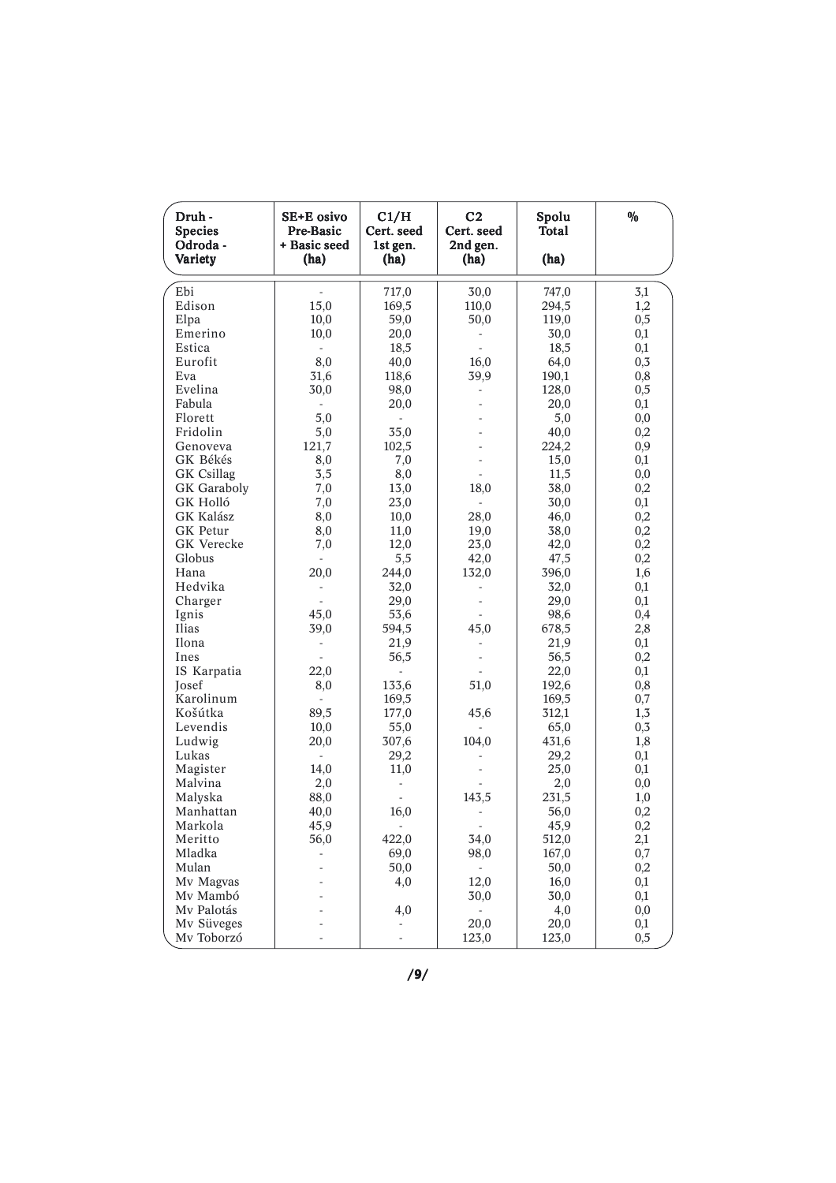| Druh - Species Odroda - Variety | SE+E osivo Pre-Basic + Basic seed (ha) | C1/H Cert. seed 1st gen. (ha) | C2 Cert. seed 2nd gen. (ha) | Spolu Total (ha) | % |
|---|---|---|---|---|---|
| Ebi | - | 717,0 | 30,0 | 747,0 | 3,1 |
| Edison | 15,0 | 169,5 | 110,0 | 294,5 | 1,2 |
| Elpa | 10,0 | 59,0 | 50,0 | 119,0 | 0,5 |
| Emerino | 10,0 | 20,0 | - | 30,0 | 0,1 |
| Estica | - | 18,5 | - | 18,5 | 0,1 |
| Eurofit | 8,0 | 40,0 | 16,0 | 64,0 | 0,3 |
| Eva | 31,6 | 118,6 | 39,9 | 190,1 | 0,8 |
| Evelina | 30,0 | 98,0 | - | 128,0 | 0,5 |
| Fabula | - | 20,0 | - | 20,0 | 0,1 |
| Florett | 5,0 | - | - | 5,0 | 0,0 |
| Fridolin | 5,0 | 35,0 | - | 40,0 | 0,2 |
| Genoveva | 121,7 | 102,5 | - | 224,2 | 0,9 |
| GK Békés | 8,0 | 7,0 | - | 15,0 | 0,1 |
| GK Csillag | 3,5 | 8,0 | - | 11,5 | 0,0 |
| GK Garaboly | 7,0 | 13,0 | 18,0 | 38,0 | 0,2 |
| GK Holló | 7,0 | 23,0 | - | 30,0 | 0,1 |
| GK Kalász | 8,0 | 10,0 | 28,0 | 46,0 | 0,2 |
| GK Petur | 8,0 | 11,0 | 19,0 | 38,0 | 0,2 |
| GK Verecke | 7,0 | 12,0 | 23,0 | 42,0 | 0,2 |
| Globus | - | 5,5 | 42,0 | 47,5 | 0,2 |
| Hana | 20,0 | 244,0 | 132,0 | 396,0 | 1,6 |
| Hedvika | - | 32,0 | - | 32,0 | 0,1 |
| Charger | - | 29,0 | - | 29,0 | 0,1 |
| Ignis | 45,0 | 53,6 | - | 98,6 | 0,4 |
| Ilias | 39,0 | 594,5 | 45,0 | 678,5 | 2,8 |
| Ilona | - | 21,9 | - | 21,9 | 0,1 |
| Ines | - | 56,5 | - | 56,5 | 0,2 |
| IS Karpatia | 22,0 | - | - | 22,0 | 0,1 |
| Josef | 8,0 | 133,6 | 51,0 | 192,6 | 0,8 |
| Karolinum | - | 169,5 | | 169,5 | 0,7 |
| Košútka | 89,5 | 177,0 | 45,6 | 312,1 | 1,3 |
| Levendis | 10,0 | 55,0 | - | 65,0 | 0,3 |
| Ludwig | 20,0 | 307,6 | 104,0 | 431,6 | 1,8 |
| Lukas | - | 29,2 | - | 29,2 | 0,1 |
| Magister | 14,0 | 11,0 | - | 25,0 | 0,1 |
| Malvina | 2,0 | - | - | 2,0 | 0,0 |
| Malyska | 88,0 | - | 143,5 | 231,5 | 1,0 |
| Manhattan | 40,0 | 16,0 | - | 56,0 | 0,2 |
| Markola | 45,9 | - | - | 45,9 | 0,2 |
| Meritto | 56,0 | 422,0 | 34,0 | 512,0 | 2,1 |
| Mladka | - | 69,0 | 98,0 | 167,0 | 0,7 |
| Mulan | - | 50,0 | - | 50,0 | 0,2 |
| Mv Magvas | - | 4,0 | 12,0 | 16,0 | 0,1 |
| Mv Mambó | - | | 30,0 | 30,0 | 0,1 |
| Mv Palotás | - | 4,0 | - | 4,0 | 0,0 |
| Mv Süveges | - | - | 20,0 | 20,0 | 0,1 |
| Mv Toborzó | - | - | 123,0 | 123,0 | 0,5 |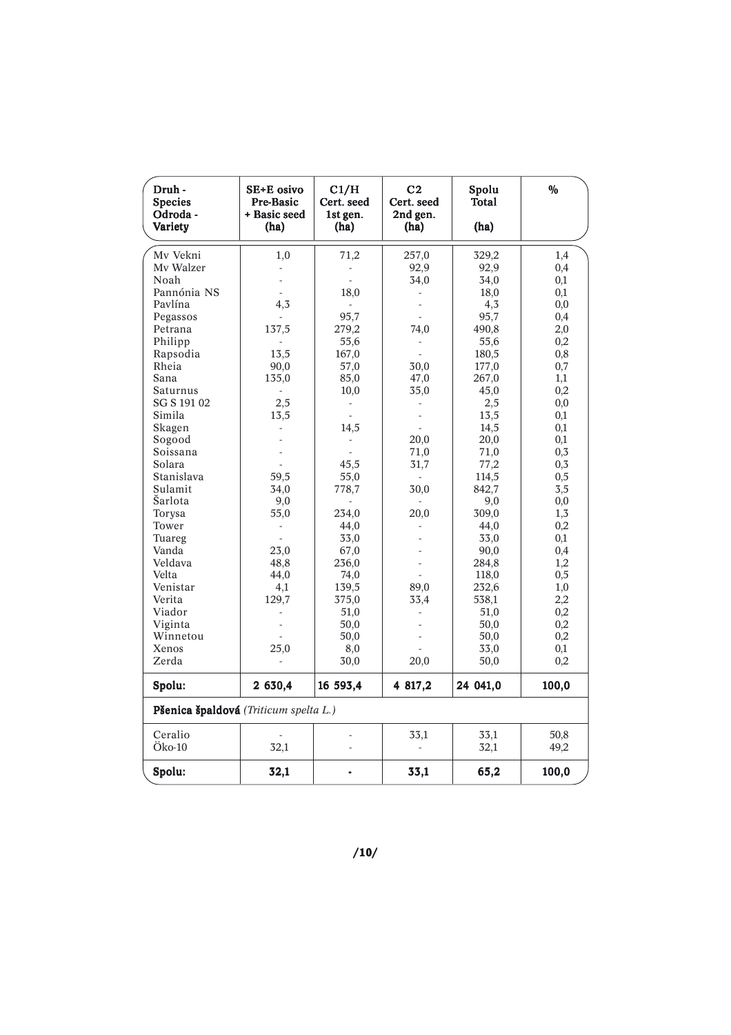| Druh - Species Odroda - Variety | SE+E osivo Pre-Basic + Basic seed (ha) | C1/H Cert. seed 1st gen. (ha) | C2 Cert. seed 2nd gen. (ha) | Spolu Total (ha) | % |
|---|---|---|---|---|---|
| Mv Vekni | 1,0 | 71,2 | 257,0 | 329,2 | 1,4 |
| Mv Walzer | - | - | 92,9 | 92,9 | 0,4 |
| Noah | - | - | 34,0 | 34,0 | 0,1 |
| Pannónia NS | - | 18,0 | - | 18,0 | 0,1 |
| Pavlína | 4,3 | - | - | 4,3 | 0,0 |
| Pegassos | - | 95,7 | - | 95,7 | 0,4 |
| Petrana | 137,5 | 279,2 | 74,0 | 490,8 | 2,0 |
| Philipp | - | 55,6 | - | 55,6 | 0,2 |
| Rapsodia | 13,5 | 167,0 | - | 180,5 | 0,8 |
| Rheia | 90,0 | 57,0 | 30,0 | 177,0 | 0,7 |
| Sana | 135,0 | 85,0 | 47,0 | 267,0 | 1,1 |
| Saturnus | - | 10,0 | 35,0 | 45,0 | 0,2 |
| SG S 191 02 | 2,5 | - | - | 2,5 | 0,0 |
| Simila | 13,5 | - | - | 13,5 | 0,1 |
| Skagen | - | 14,5 | - | 14,5 | 0,1 |
| Sogood | - | - | 20,0 | 20,0 | 0,1 |
| Soissana | - | - | 71,0 | 71,0 | 0,3 |
| Solara | - | 45,5 | 31,7 | 77,2 | 0,3 |
| Stanislava | 59,5 | 55,0 | - | 114,5 | 0,5 |
| Sulamit | 34,0 | 778,7 | 30,0 | 842,7 | 3,5 |
| Šarlota | 9,0 | - | - | 9,0 | 0,0 |
| Torysa | 55,0 | 234,0 | 20,0 | 309,0 | 1,3 |
| Tower | - | 44,0 | - | 44,0 | 0,2 |
| Tuareg | - | 33,0 | - | 33,0 | 0,1 |
| Vanda | 23,0 | 67,0 | - | 90,0 | 0,4 |
| Veldava | 48,8 | 236,0 | - | 284,8 | 1,2 |
| Velta | 44,0 | 74,0 | - | 118,0 | 0,5 |
| Venistar | 4,1 | 139,5 | 89,0 | 232,6 | 1,0 |
| Verita | 129,7 | 375,0 | 33,4 | 538,1 | 2,2 |
| Viador | - | 51,0 | - | 51,0 | 0,2 |
| Viginta | - | 50,0 | - | 50,0 | 0,2 |
| Winnetou | - | 50,0 | - | 50,0 | 0,2 |
| Xenos | 25,0 | 8,0 | - | 33,0 | 0,1 |
| Zerda | - | 30,0 | 20,0 | 50,0 | 0,2 |
| **Spolu:** | **2 630,4** | **16 593,4** | **4 817,2** | **24 041,0** | **100,0** |
| **Pšenica špaldová** *(Triticum spelta L.)* | | | | | |
| Ceralio | - | - | 33,1 | 33,1 | 50,8 |
| Öko-10 | 32,1 | - | - | 32,1 | 49,2 |
| **Spolu:** | **32,1** | **-** | **33,1** | **65,2** | **100,0** |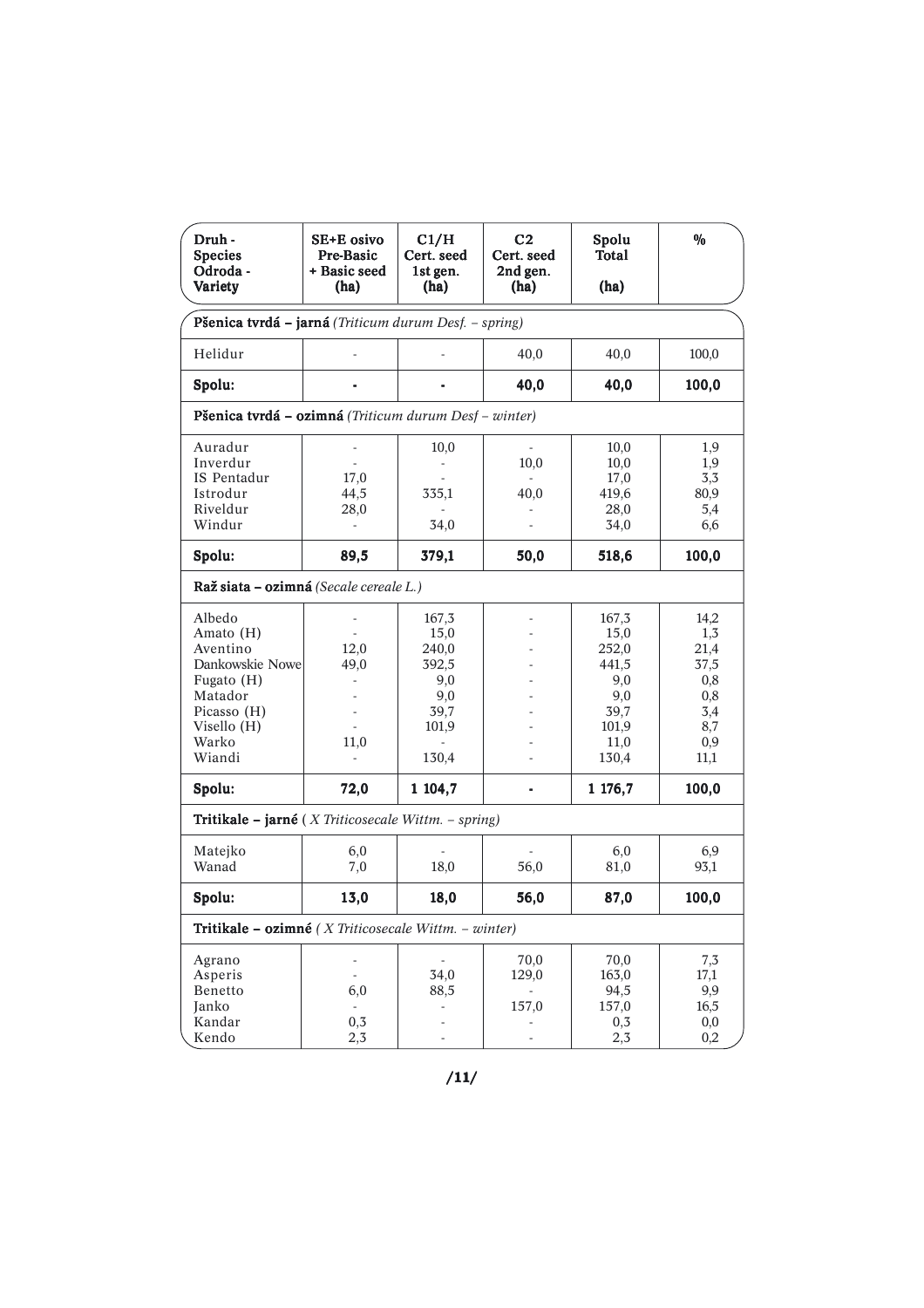| Druh - Species Odroda - Variety | SE+E osivo Pre-Basic + Basic seed (ha) | C1/H Cert. seed 1st gen. (ha) | C2 Cert. seed 2nd gen. (ha) | Spolu Total (ha) | % |
|---|---|---|---|---|---|
| **Pšenica tvrdá – jarná** *(Triticum durum Desf. – spring)* | | | | | |
| Helidur | - | - | 40,0 | 40,0 | 100,0 |
| **Spolu:** | **-** | **-** | **40,0** | **40,0** | **100,0** |
| **Pšenica tvrdá – ozimná** *(Triticum durum Desf – winter)* | | | | | |
| Auradur | - | 10,0 | - | 10,0 | 1,9 |
| Inverdur | - | - | 10,0 | 10,0 | 1,9 |
| IS Pentadur | 17,0 | - | - | 17,0 | 3,3 |
| Istrodur | 44,5 | 335,1 | 40,0 | 419,6 | 80,9 |
| Riveldur | 28,0 | - | - | 28,0 | 5,4 |
| Windur | - | 34,0 | - | 34,0 | 6,6 |
| **Spolu:** | **89,5** | **379,1** | **50,0** | **518,6** | **100,0** |
| **Raž siata – ozimná** *(Secale cereale L.)* | | | | | |
| Albedo | - | 167,3 | - | 167,3 | 14,2 |
| Amato (H) | - | 15,0 | - | 15,0 | 1,3 |
| Aventino | 12,0 | 240,0 | - | 252,0 | 21,4 |
| Dankowskie Nowe | 49,0 | 392,5 | - | 441,5 | 37,5 |
| Fugato (H) | - | 9,0 | - | 9,0 | 0,8 |
| Matador | - | 9,0 | - | 9,0 | 0,8 |
| Picasso (H) | - | 39,7 | - | 39,7 | 3,4 |
| Visello (H) | - | 101,9 | - | 101,9 | 8,7 |
| Warko | 11,0 | - | - | 11,0 | 0,9 |
| Wiandi | - | 130,4 | - | 130,4 | 11,1 |
| **Spolu:** | **72,0** | **1 104,7** | **-** | **1 176,7** | **100,0** |
| **Tritikale – jarné** *( X Triticosecale Wittm. – spring)* | | | | | |
| Matejko | 6,0 | - | - | 6,0 | 6,9 |
| Wanad | 7,0 | 18,0 | 56,0 | 81,0 | 93,1 |
| **Spolu:** | **13,0** | **18,0** | **56,0** | **87,0** | **100,0** |
| **Tritikale – ozimné** *( X Triticosecale Wittm. – winter)* | | | | | |
| Agrano | - | - | 70,0 | 70,0 | 7,3 |
| Asperis | - | 34,0 | 129,0 | 163,0 | 17,1 |
| Benetto | 6,0 | 88,5 | - | 94,5 | 9,9 |
| Janko | - | - | 157,0 | 157,0 | 16,5 |
| Kandar | 0,3 | - | - | 0,3 | 0,0 |
| Kendo | 2,3 | - | - | 2,3 | 0,2 |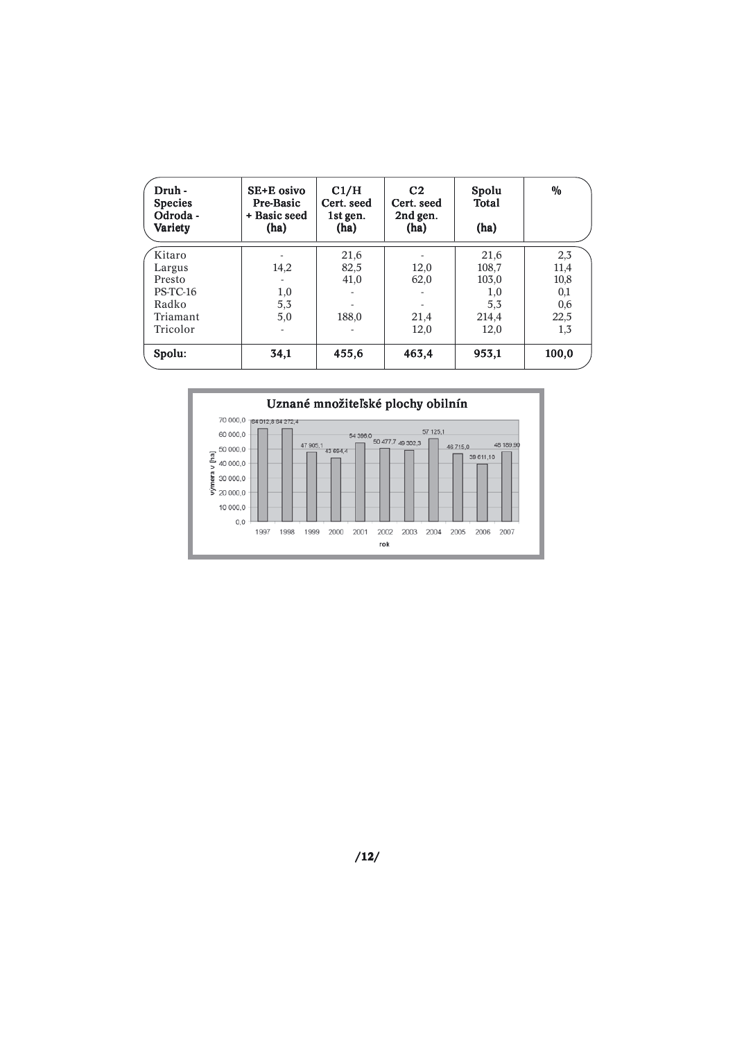| Druh - Species Odroda - Variety | SE+E osivo Pre-Basic + Basic seed (ha) | C1/H Cert. seed 1st gen. (ha) | C2 Cert. seed 2nd gen. (ha) | Spolu Total (ha) | % |
|---|---|---|---|---|---|
| Kitaro | - | 21,6 | - | 21,6 | 2,3 |
| Largus | 14,2 | 82,5 | 12,0 | 108,7 | 11,4 |
| Presto | - | 41,0 | 62,0 | 103,0 | 10,8 |
| PS-TC-16 | 1,0 | - | - | 1,0 | 0,1 |
| Radko | 5,3 | - | - | 5,3 | 0,6 |
| Triamant | 5,0 | 188,0 | 21,4 | 214,4 | 22,5 |
| Tricolor | - | - | 12,0 | 12,0 | 1,3 |
| **Spolu:** | **34,1** | **455,6** | **463,4** | **953,1** | **100,0** |

**Uznané množiteľské plochy obilnín**

| rok | výmera v [ha] |
|---|---|
| 1997 | 64 012,8 |
| 1998 | 64 272,4 |
| 1999 | 47 905,1 |
| 2000 | 43 694,4 |
| 2001 | 54 396,0 |
| 2002 | 50 477,7 |
| 2003 | 49 352,3 |
| 2004 | 57 125,1 |
| 2005 | 46 715,0 |
| 2006 | 39 611,10 |
| 2007 | 48 189,90 |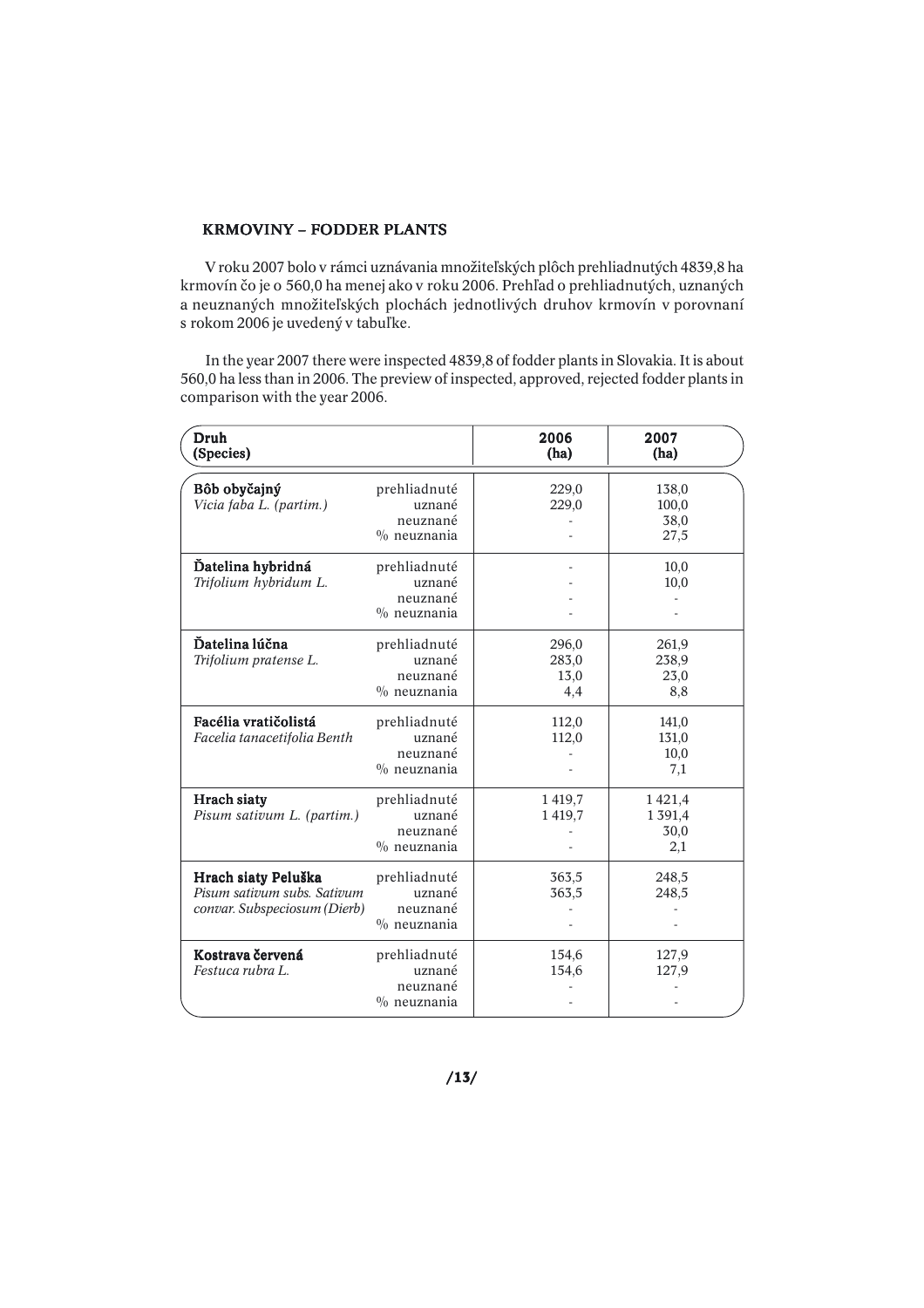## KRMOVINY – FODDER PLANTS

V roku 2007 bolo v rámci uznávania množiteľských plôch prehliadnutých 4839,8 ha krmovín čo je o 560,0 ha menej ako v roku 2006. Prehľad o prehliadnutých, uznaných a neuznaných množiteľských plochách jednotlivých druhov krmovín v porovnaní s rokom 2006 je uvedený v tabuľke.

In the year 2007 there were inspected 4839,8 of fodder plants in Slovakia. It is about 560,0 ha less than in 2006. The preview of inspected, approved, rejected fodder plants in comparison with the year 2006.

| Druh (Species) | | 2006 (ha) | 2007 (ha) |
|---|---|---|---|
| **Bôb obyčajný** *Vicia faba L. (partim.)* | prehliadnuté | 229,0 | 138,0 |
| | uznané | 229,0 | 100,0 |
| | neuznané | - | 38,0 |
| | % neuznania | - | 27,5 |
| **Ďatelina hybridná** *Trifolium hybridum L.* | prehliadnuté | - | 10,0 |
| | uznané | - | 10,0 |
| | neuznané | - | - |
| | % neuznania | - | - |
| **Ďatelina lúčna** *Trifolium pratense L.* | prehliadnuté | 296,0 | 261,9 |
| | uznané | 283,0 | 238,9 |
| | neuznané | 13,0 | 23,0 |
| | % neuznania | 4,4 | 8,8 |
| **Facélia vratičolistá** *Facelia tanacetifolia Benth* | prehliadnuté | 112,0 | 141,0 |
| | uznané | 112,0 | 131,0 |
| | neuznané | - | 10,0 |
| | % neuznania | - | 7,1 |
| **Hrach siaty** *Pisum sativum L. (partim.)* | prehliadnuté | 1 419,7 | 1 421,4 |
| | uznané | 1 419,7 | 1 391,4 |
| | neuznané | - | 30,0 |
| | % neuznania | - | 2,1 |
| **Hrach siaty Peluška** *Pisum sativum subs. Sativum convar. Subspeciosum (Dierb)* | prehliadnuté | 363,5 | 248,5 |
| | uznané | 363,5 | 248,5 |
| | neuznané | - | - |
| | % neuznania | - | - |
| **Kostrava červená** *Festuca rubra L.* | prehliadnuté | 154,6 | 127,9 |
| | uznané | 154,6 | 127,9 |
| | neuznané | - | - |
| | % neuznania | - | - |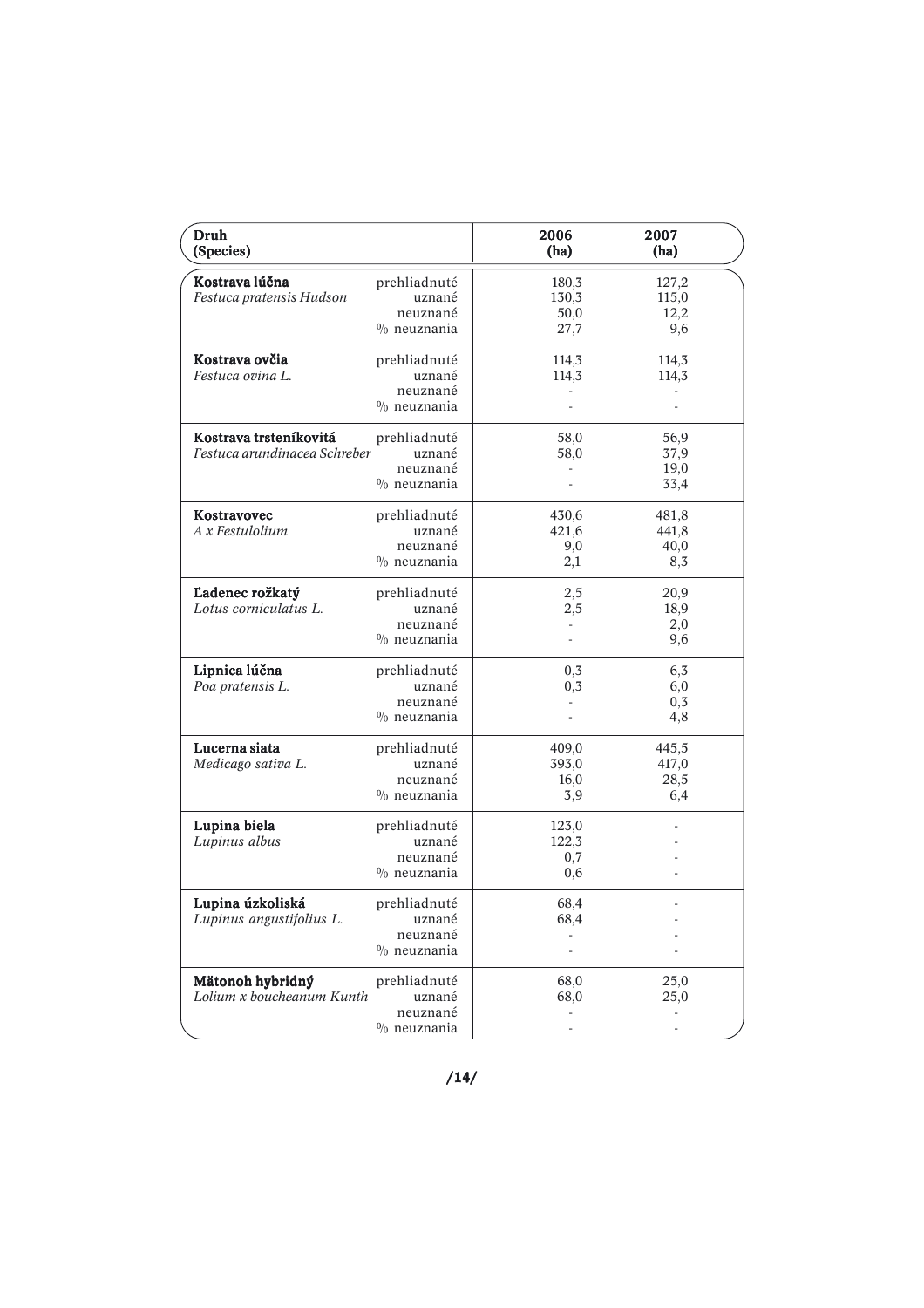| Druh (Species) | | 2006 (ha) | 2007 (ha) |
|---|---|---|---|
| **Kostrava lúčna** | prehliadnuté | 180,3 | 127,2 |
| *Festuca pratensis Hudson* | uznané | 130,3 | 115,0 |
| | neuznané | 50,0 | 12,2 |
| | % neuznania | 27,7 | 9,6 |
| **Kostrava ovčia** | prehliadnuté | 114,3 | 114,3 |
| *Festuca ovina L.* | uznané | 114,3 | 114,3 |
| | neuznané | - | - |
| | % neuznania | - | - |
| **Kostrava trsteníkovitá** | prehliadnuté | 58,0 | 56,9 |
| *Festuca arundinacea Schreber* | uznané | 58,0 | 37,9 |
| | neuznané | - | 19,0 |
| | % neuznania | - | 33,4 |
| **Kostravovec** | prehliadnuté | 430,6 | 481,8 |
| *A x Festulolium* | uznané | 421,6 | 441,8 |
| | neuznané | 9,0 | 40,0 |
| | % neuznania | 2,1 | 8,3 |
| **Ľadenec rožkatý** | prehliadnuté | 2,5 | 20,9 |
| *Lotus corniculatus L.* | uznané | 2,5 | 18,9 |
| | neuznané | - | 2,0 |
| | % neuznania | - | 9,6 |
| **Lipnica lúčna** | prehliadnuté | 0,3 | 6,3 |
| *Poa pratensis L.* | uznané | 0,3 | 6,0 |
| | neuznané | - | 0,3 |
| | % neuznania | - | 4,8 |
| **Lucerna siata** | prehliadnuté | 409,0 | 445,5 |
| *Medicago sativa L.* | uznané | 393,0 | 417,0 |
| | neuznané | 16,0 | 28,5 |
| | % neuznania | 3,9 | 6,4 |
| **Lupina biela** | prehliadnuté | 123,0 | - |
| *Lupinus albus* | uznané | 122,3 | - |
| | neuznané | 0,7 | - |
| | % neuznania | 0,6 | - |
| **Lupina úzkolistá** | prehliadnuté | 68,4 | - |
| *Lupinus angustifolius L.* | uznané | 68,4 | - |
| | neuznané | - | - |
| | % neuznania | - | - |
| **Mätonoh hybridný** | prehliadnuté | 68,0 | 25,0 |
| *Lolium x boucheanum Kunth* | uznané | 68,0 | 25,0 |
| | neuznané | - | - |
| | % neuznania | - | - |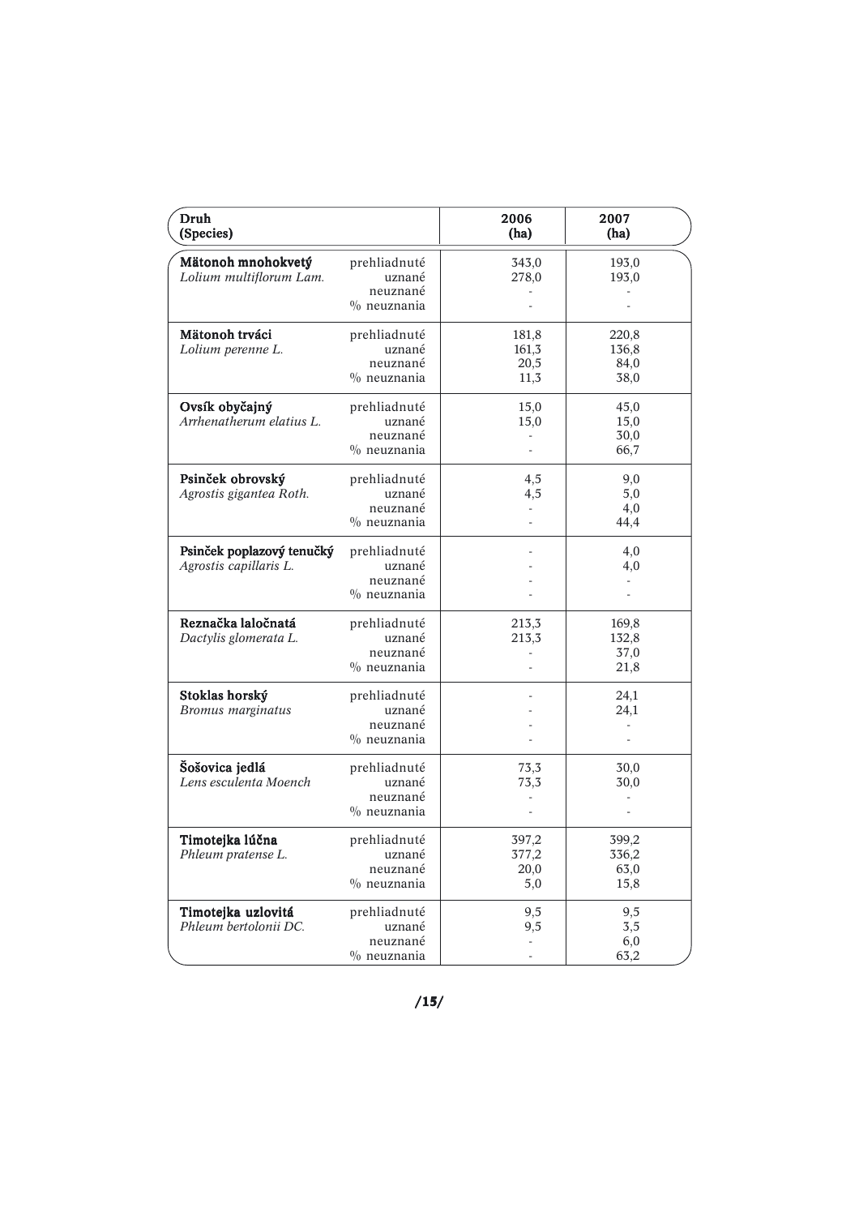| Druh (Species) | | 2006 (ha) | 2007 (ha) |
|---|---|---|---|
| **Mätonoh mnohokvetý** | prehliadnuté | 343,0 | 193,0 |
| *Lolium multiflorum Lam.* | uznané | 278,0 | 193,0 |
| | neuznané | - | - |
| | % neuznania | - | - |
| **Mätonoh trváci** | prehliadnuté | 181,8 | 220,8 |
| *Lolium perenne L.* | uznané | 161,3 | 136,8 |
| | neuznané | 20,5 | 84,0 |
| | % neuznania | 11,3 | 38,0 |
| **Ovsík obyčajný** | prehliadnuté | 15,0 | 45,0 |
| *Arrhenatherum elatius L.* | uznané | 15,0 | 15,0 |
| | neuznané | - | 30,0 |
| | % neuznania | - | 66,7 |
| **Psinček obrovský** | prehliadnuté | 4,5 | 9,0 |
| *Agrostis gigantea Roth.* | uznané | 4,5 | 5,0 |
| | neuznané | - | 4,0 |
| | % neuznania | - | 44,4 |
| **Psinček poplazový tenučký** | prehliadnuté | - | 4,0 |
| *Agrostis capillaris L.* | uznané | - | 4,0 |
| | neuznané | - | - |
| | % neuznania | - | - |
| **Reznačka laločnatá** | prehliadnuté | 213,3 | 169,8 |
| *Dactylis glomerata L.* | uznané | 213,3 | 132,8 |
| | neuznané | - | 37,0 |
| | % neuznania | - | 21,8 |
| **Stoklas horský** | prehliadnuté | - | 24,1 |
| *Bromus marginatus* | uznané | - | 24,1 |
| | neuznané | - | - |
| | % neuznania | - | - |
| **Šošovica jedlá** | prehliadnuté | 73,3 | 30,0 |
| *Lens esculenta Moench* | uznané | 73,3 | 30,0 |
| | neuznané | - | - |
| | % neuznania | - | - |
| **Timotejka lúčna** | prehliadnuté | 397,2 | 399,2 |
| *Phleum pratense L.* | uznané | 377,2 | 336,2 |
| | neuznané | 20,0 | 63,0 |
| | % neuznania | 5,0 | 15,8 |
| **Timotejka uzlovitá** | prehliadnuté | 9,5 | 9,5 |
| *Phleum bertolonii DC.* | uznané | 9,5 | 3,5 |
| | neuznané | - | 6,0 |
| | % neuznania | - | 63,2 |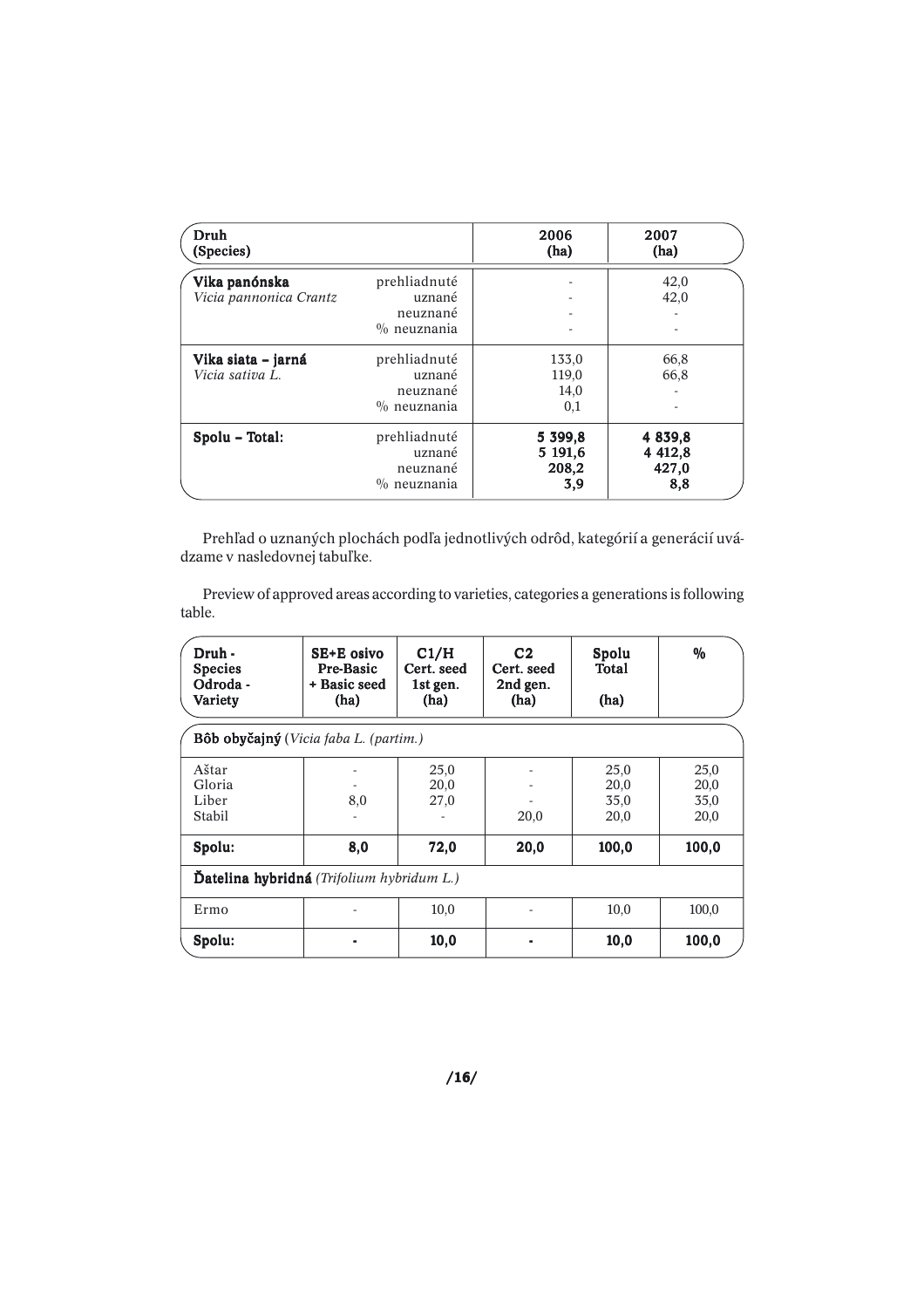| Druh (Species) | | 2006 (ha) | 2007 (ha) |
|---|---|---|---|
| **Vika panónska** *Vicia pannonica Crantz* | prehliadnuté | - | 42,0 |
| | uznané | - | 42,0 |
| | neuznané | - | - |
| | % neuznania | - | - |
| **Vika siata – jarná** *Vicia sativa L.* | prehliadnuté | 133,0 | 66,8 |
| | uznané | 119,0 | 66,8 |
| | neuznané | 14,0 | - |
| | % neuznania | 0,1 | - |
| **Spolu – Total:** | prehliadnuté | **5 399,8** | **4 839,8** |
| | uznané | **5 191,6** | **4 412,8** |
| | neuznané | **208,2** | **427,0** |
| | % neuznania | **3,9** | **8,8** |

Prehľad o uznaných plochách podľa jednotlivých odrôd, kategórií a generácií uvádzame v nasledovnej tabuľke.

Preview of approved areas according to varieties, categories a generations is following table.

| Druh - Species Odroda - Variety | SE+E osivo Pre-Basic + Basic seed (ha) | C1/H Cert. seed 1st gen. (ha) | C2 Cert. seed 2nd gen. (ha) | Spolu Total (ha) | % |
|---|---|---|---|---|---|
| **Bôb obyčajný** (*Vicia faba L. (partim.)*) | | | | | |
| Aštar | - | 25,0 | - | 25,0 | 25,0 |
| Gloria | - | 20,0 | - | 20,0 | 20,0 |
| Liber | 8,0 | 27,0 | - | 35,0 | 35,0 |
| Stabil | - | - | 20,0 | 20,0 | 20,0 |
| **Spolu:** | **8,0** | **72,0** | **20,0** | **100,0** | **100,0** |
| **Ďatelina hybridná** (*Trifolium hybridum L.*) | | | | | |
| Ermo | - | 10,0 | - | 10,0 | 100,0 |
| **Spolu:** | **-** | **10,0** | **-** | **10,0** | **100,0** |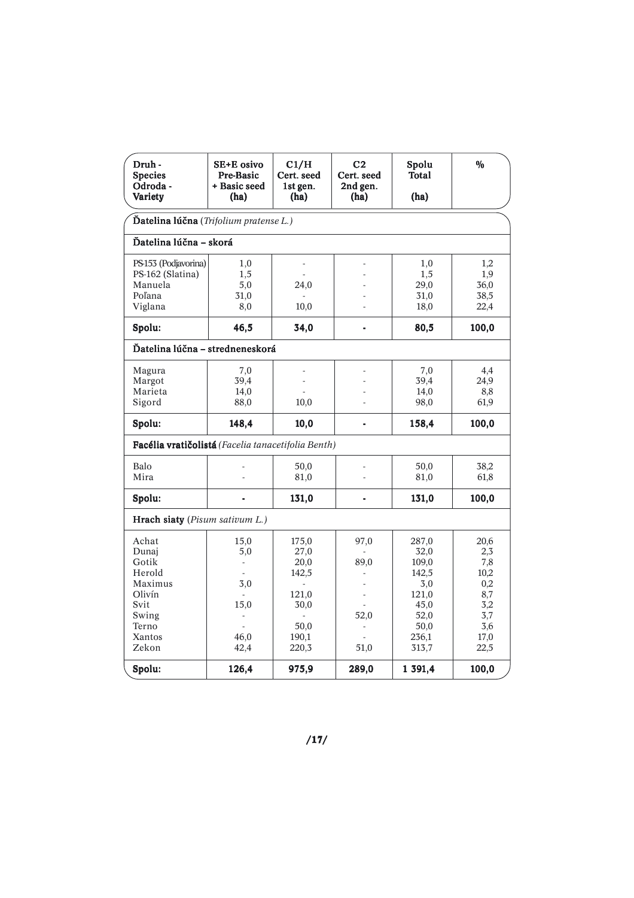| Druh - Species Odroda - Variety | SE+E osivo Pre-Basic + Basic seed (ha) | C1/H Cert. seed 1st gen. (ha) | C2 Cert. seed 2nd gen. (ha) | Spolu Total (ha) | % |
|---|---|---|---|---|---|
| **Ďatelina lúčna** (*Trifolium pratense L.*) | | | | | |
| **Ďatelina lúčna – skorá** | | | | | |
| PS-153 (Podjavorina) | 1,0 | - | - | 1,0 | 1,2 |
| PS-162 (Slatina) | 1,5 | - | - | 1,5 | 1,9 |
| Manuela | 5,0 | 24,0 | - | 29,0 | 36,0 |
| Poľana | 31,0 | - | - | 31,0 | 38,5 |
| Viglana | 8,0 | 10,0 | - | 18,0 | 22,4 |
| **Spolu:** | **46,5** | **34,0** | **-** | **80,5** | **100,0** |
| **Ďatelina lúčna – stredneneskorá** | | | | | |
| Magura | 7,0 | - | - | 7,0 | 4,4 |
| Margot | 39,4 | - | - | 39,4 | 24,9 |
| Marieta | 14,0 | - | - | 14,0 | 8,8 |
| Sigord | 88,0 | 10,0 | - | 98,0 | 61,9 |
| **Spolu:** | **148,4** | **10,0** | **-** | **158,4** | **100,0** |
| **Facélia vratičolistá** (*Facelia tanacetifolia Benth*) | | | | | |
| Balo | - | 50,0 | - | 50,0 | 38,2 |
| Mira | - | 81,0 | - | 81,0 | 61,8 |
| **Spolu:** | **-** | **131,0** | **-** | **131,0** | **100,0** |
| **Hrach siaty** (*Pisum sativum L.*) | | | | | |
| Achat | 15,0 | 175,0 | 97,0 | 287,0 | 20,6 |
| Dunaj | 5,0 | 27,0 | - | 32,0 | 2,3 |
| Gotik | - | 20,0 | 89,0 | 109,0 | 7,8 |
| Herold | - | 142,5 | - | 142,5 | 10,2 |
| Maximus | 3,0 | - | - | 3,0 | 0,2 |
| Olivín | - | 121,0 | - | 121,0 | 8,7 |
| Svit | 15,0 | 30,0 | - | 45,0 | 3,2 |
| Swing | - | - | 52,0 | 52,0 | 3,7 |
| Terno | - | 50,0 | - | 50,0 | 3,6 |
| Xantos | 46,0 | 190,1 | - | 236,1 | 17,0 |
| Zekon | 42,4 | 220,3 | 51,0 | 313,7 | 22,5 |
| **Spolu:** | **126,4** | **975,9** | **289,0** | **1 391,4** | **100,0** |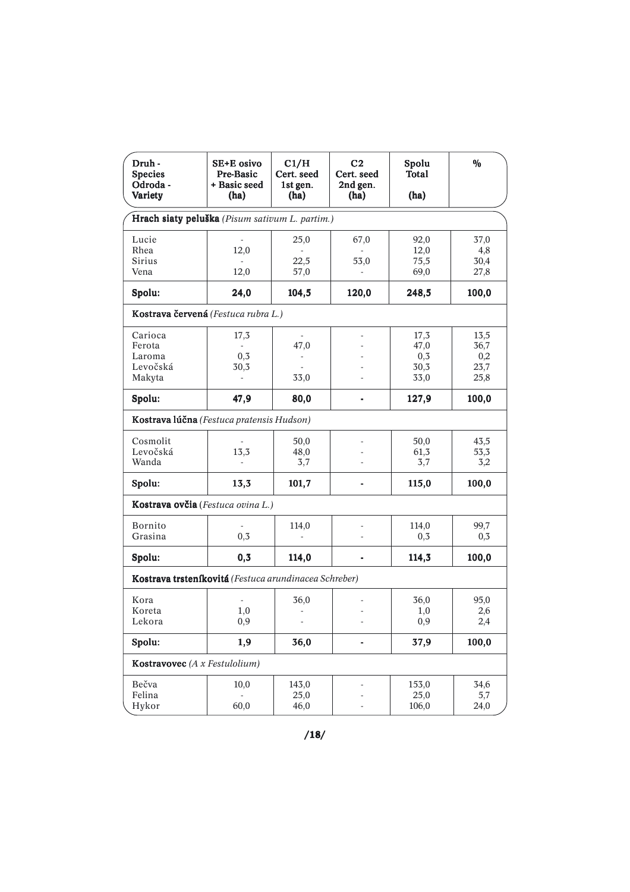| Druh - Species Odroda - Variety | SE+E osivo Pre-Basic + Basic seed (ha) | C1/H Cert. seed 1st gen. (ha) | C2 Cert. seed 2nd gen. (ha) | Spolu Total (ha) | % |
|---|---|---|---|---|---|
| **Hrach siatý peluška** *(Pisum sativum L. partim.)* | | | | | |
| Lucie | - | 25,0 | 67,0 | 92,0 | 37,0 |
| Rhea | 12,0 | - | - | 12,0 | 4,8 |
| Sirius | - | 22,5 | 53,0 | 75,5 | 30,4 |
| Vena | 12,0 | 57,0 | - | 69,0 | 27,8 |
| **Spolu:** | **24,0** | **104,5** | **120,0** | **248,5** | **100,0** |
| **Kostrava červená** *(Festuca rubra L.)* | | | | | |
| Carioca | 17,3 | - | - | 17,3 | 13,5 |
| Ferota | - | 47,0 | - | 47,0 | 36,7 |
| Laroma | 0,3 | - | - | 0,3 | 0,2 |
| Levočská | 30,3 | - | - | 30,3 | 23,7 |
| Makyta | - | 33,0 | - | 33,0 | 25,8 |
| **Spolu:** | **47,9** | **80,0** | **-** | **127,9** | **100,0** |
| **Kostrava lúčna** *(Festuca pratensis Hudson)* | | | | | |
| Cosmolit | - | 50,0 | - | 50,0 | 43,5 |
| Levočská | 13,3 | 48,0 | - | 61,3 | 53,3 |
| Wanda | - | 3,7 | - | 3,7 | 3,2 |
| **Spolu:** | **13,3** | **101,7** | **-** | **115,0** | **100,0** |
| **Kostrava ovčia** *(Festuca ovina L.)* | | | | | |
| Bornito | - | 114,0 | - | 114,0 | 99,7 |
| Grasina | 0,3 | - | - | 0,3 | 0,3 |
| **Spolu:** | **0,3** | **114,0** | **-** | **114,3** | **100,0** |
| **Kostrava trsteníkovitá** *(Festuca arundinacea Schreber)* | | | | | |
| Kora | - | 36,0 | - | 36,0 | 95,0 |
| Koreta | 1,0 | - | - | 1,0 | 2,6 |
| Lekora | 0,9 | - | - | 0,9 | 2,4 |
| **Spolu:** | **1,9** | **36,0** | **-** | **37,9** | **100,0** |
| **Kostravovec** *(A x Festulolium)* | | | | | |
| Bečva | 10,0 | 143,0 | - | 153,0 | 34,6 |
| Felina | - | 25,0 | - | 25,0 | 5,7 |
| Hykor | 60,0 | 46,0 | - | 106,0 | 24,0 |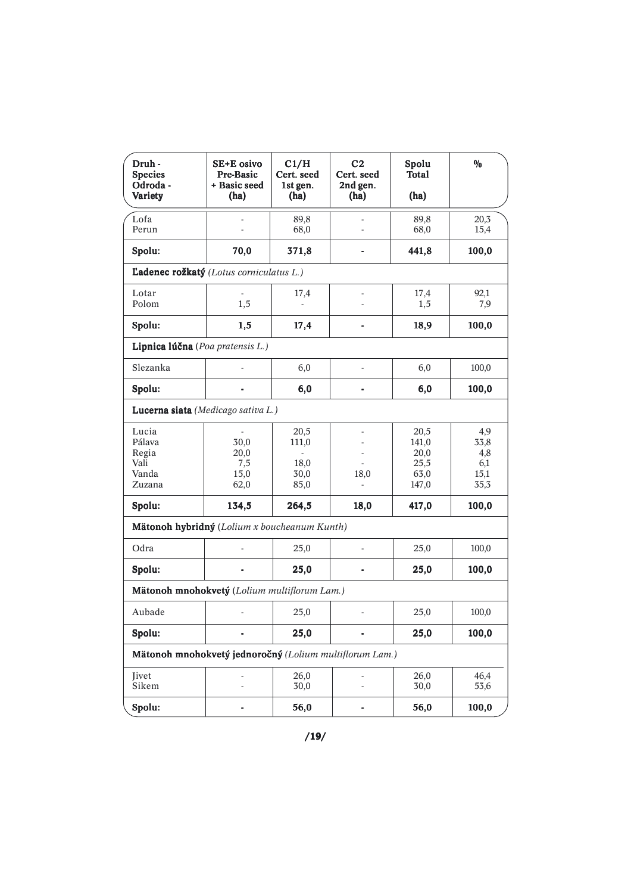| Druh - Species Odroda - Variety | SE+E osivo Pre-Basic + Basic seed (ha) | C1/H Cert. seed 1st gen. (ha) | C2 Cert. seed 2nd gen. (ha) | Spolu Total (ha) | % |
|---|---|---|---|---|---|
| Lofa | - | 89,8 | - | 89,8 | 20,3 |
| Perun | - | 68,0 | - | 68,0 | 15,4 |
| **Spolu:** | **70,0** | **371,8** | **-** | **441,8** | **100,0** |
| **Ľadenec rožkatý** *(Lotus corniculatus L.)* | | | | | |
| Lotar | - | 17,4 | - | 17,4 | 92,1 |
| Polom | 1,5 | - | - | 1,5 | 7,9 |
| **Spolu:** | **1,5** | **17,4** | **-** | **18,9** | **100,0** |
| **Lipnica lúčna** (*Poa pratensis L.*) | | | | | |
| Slezanka | - | 6,0 | - | 6,0 | 100,0 |
| **Spolu:** | **-** | **6,0** | **-** | **6,0** | **100,0** |
| **Lucerna siata** *(Medicago sativa L.)* | | | | | |
| Lucia | - | 20,5 | - | 20,5 | 4,9 |
| Pálava | 30,0 | 111,0 | - | 141,0 | 33,8 |
| Regia | 20,0 | - | - | 20,0 | 4,8 |
| Vali | 7,5 | 18,0 | - | 25,5 | 6,1 |
| Vanda | 15,0 | 30,0 | 18,0 | 63,0 | 15,1 |
| Zuzana | 62,0 | 85,0 | - | 147,0 | 35,3 |
| **Spolu:** | **134,5** | **264,5** | **18,0** | **417,0** | **100,0** |
| **Mätonoh hybridný** (*Lolium x boucheanum Kunth*) | | | | | |
| Odra | - | 25,0 | - | 25,0 | 100,0 |
| **Spolu:** | **-** | **25,0** | **-** | **25,0** | **100,0** |
| **Mätonoh mnohokvetý** (*Lolium multiflorum Lam.*) | | | | | |
| Aubade | - | 25,0 | - | 25,0 | 100,0 |
| **Spolu:** | **-** | **25,0** | **-** | **25,0** | **100,0** |
| **Mätonoh mnohokvetý jednoročný** *(Lolium multiflorum Lam.)* | | | | | |
| Jivet | - | 26,0 | - | 26,0 | 46,4 |
| Sikem | - | 30,0 | - | 30,0 | 53,6 |
| **Spolu:** | **-** | **56,0** | **-** | **56,0** | **100,0** |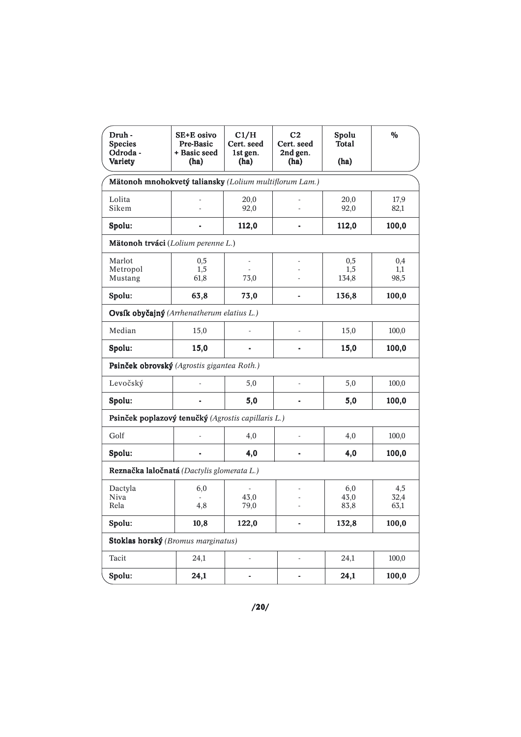| Druh - Species Odroda - Variety | SE+E osivo Pre-Basic + Basic seed (ha) | C1/H Cert. seed 1st gen. (ha) | C2 Cert. seed 2nd gen. (ha) | Spolu Total (ha) | % |
|---|---|---|---|---|---|
| **Mätonoh mnohokvetý taliansky** *(Lolium multiflorum Lam.)* | | | | | |
| Lolita | - | 20,0 | - | 20,0 | 17,9 |
| Sikem | - | 92,0 | - | 92,0 | 82,1 |
| **Spolu:** | **-** | **112,0** | **-** | **112,0** | **100,0** |
| **Mätonoh trváci** (*Lolium perenne L.*) | | | | | |
| Marlot | 0,5 | - | - | 0,5 | 0,4 |
| Metropol | 1,5 | - | - | 1,5 | 1,1 |
| Mustang | 61,8 | 73,0 | - | 134,8 | 98,5 |
| **Spolu:** | **63,8** | **73,0** | **-** | **136,8** | **100,0** |
| **Ovsík obyčajný** *(Arrhenatherum elatius L.)* | | | | | |
| Median | 15,0 | - | - | 15,0 | 100,0 |
| **Spolu:** | **15,0** | **-** | **-** | **15,0** | **100,0** |
| **Psinček obrovský** *(Agrostis gigantea Roth.)* | | | | | |
| Levočský | - | 5,0 | - | 5,0 | 100,0 |
| **Spolu:** | **-** | **5,0** | **-** | **5,0** | **100,0** |
| **Psinček poplazový tenučký** *(Agrostis capillaris L.)* | | | | | |
| Golf | - | 4,0 | - | 4,0 | 100,0 |
| **Spolu:** | **-** | **4,0** | **-** | **4,0** | **100,0** |
| **Reznačka laločnatá** *(Dactylis glomerata L.)* | | | | | |
| Dactyla | 6,0 | - | - | 6,0 | 4,5 |
| Niva | - | 43,0 | - | 43,0 | 32,4 |
| Rela | 4,8 | 79,0 | - | 83,8 | 63,1 |
| **Spolu:** | **10,8** | **122,0** | **-** | **132,8** | **100,0** |
| **Stoklas horský** *(Bromus marginatus)* | | | | | |
| Tacit | 24,1 | - | - | 24,1 | 100,0 |
| **Spolu:** | **24,1** | **-** | **-** | **24,1** | **100,0** |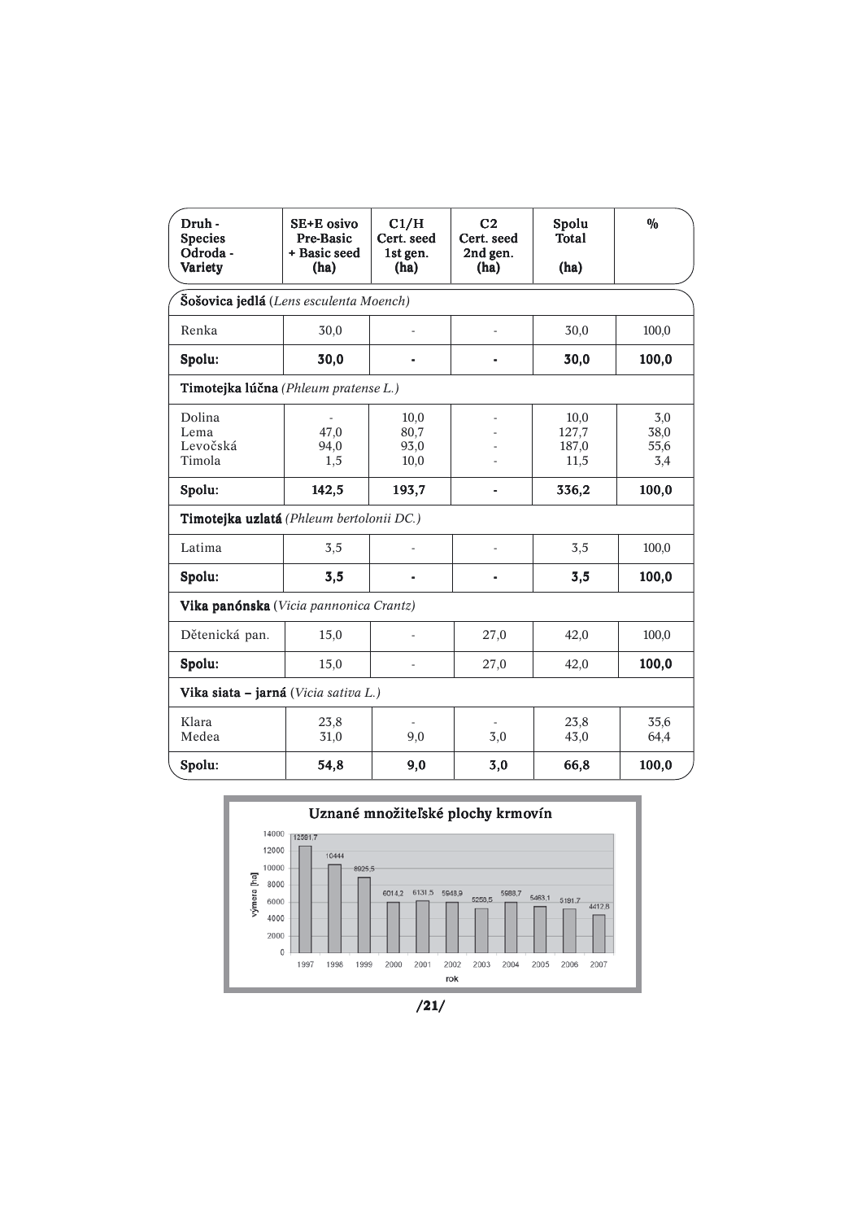| Druh - Species Odroda - Variety | SE+E osivo Pre-Basic + Basic seed (ha) | C1/H Cert. seed 1st gen. (ha) | C2 Cert. seed 2nd gen. (ha) | Spolu Total (ha) | % |
|---|---|---|---|---|---|
| **Šošovica jedlá** (*Lens esculenta Moench*) | | | | | |
| Renka | 30,0 | - | - | 30,0 | 100,0 |
| **Spolu:** | **30,0** | **-** | **-** | **30,0** | **100,0** |
| **Timotejka lúčna** (*Phleum pratense L.*) | | | | | |
| Dolina | - | 10,0 | - | 10,0 | 3,0 |
| Lema | 47,0 | 80,7 | - | 127,7 | 38,0 |
| Levočská | 94,0 | 93,0 | - | 187,0 | 55,6 |
| Timola | 1,5 | 10,0 | - | 11,5 | 3,4 |
| **Spolu:** | **142,5** | **193,7** | **-** | **336,2** | **100,0** |
| **Timotejka uzlatá** (*Phleum bertolonii DC.*) | | | | | |
| Latima | 3,5 | - | - | 3,5 | 100,0 |
| **Spolu:** | **3,5** | **-** | **-** | **3,5** | **100,0** |
| **Vika panónska** (*Vicia pannonica Crantz*) | | | | | |
| Dětenická pan. | 15,0 | - | 27,0 | 42,0 | 100,0 |
| **Spolu:** | 15,0 | - | 27,0 | 42,0 | **100,0** |
| **Vika siata – jarná** (*Vicia sativa L.*) | | | | | |
| Klara | 23,8 | - | - | 23,8 | 35,6 |
| Medea | 31,0 | 9,0 | 3,0 | 43,0 | 64,4 |
| **Spolu:** | **54,8** | **9,0** | **3,0** | **66,8** | **100,0** |

**Uznané množiteľské plochy krmovín**

| rok | výmera [ha] |
|---|---|
| 1997 | 12591,7 |
| 1998 | 10444 |
| 1999 | 8925,5 |
| 2000 | 6014,2 |
| 2001 | 6131,5 |
| 2002 | 5948,9 |
| 2003 | 5253,5 |
| 2004 | 5988,7 |
| 2005 | 5463,1 |
| 2006 | 5191,7 |
| 2007 | 4412,8 |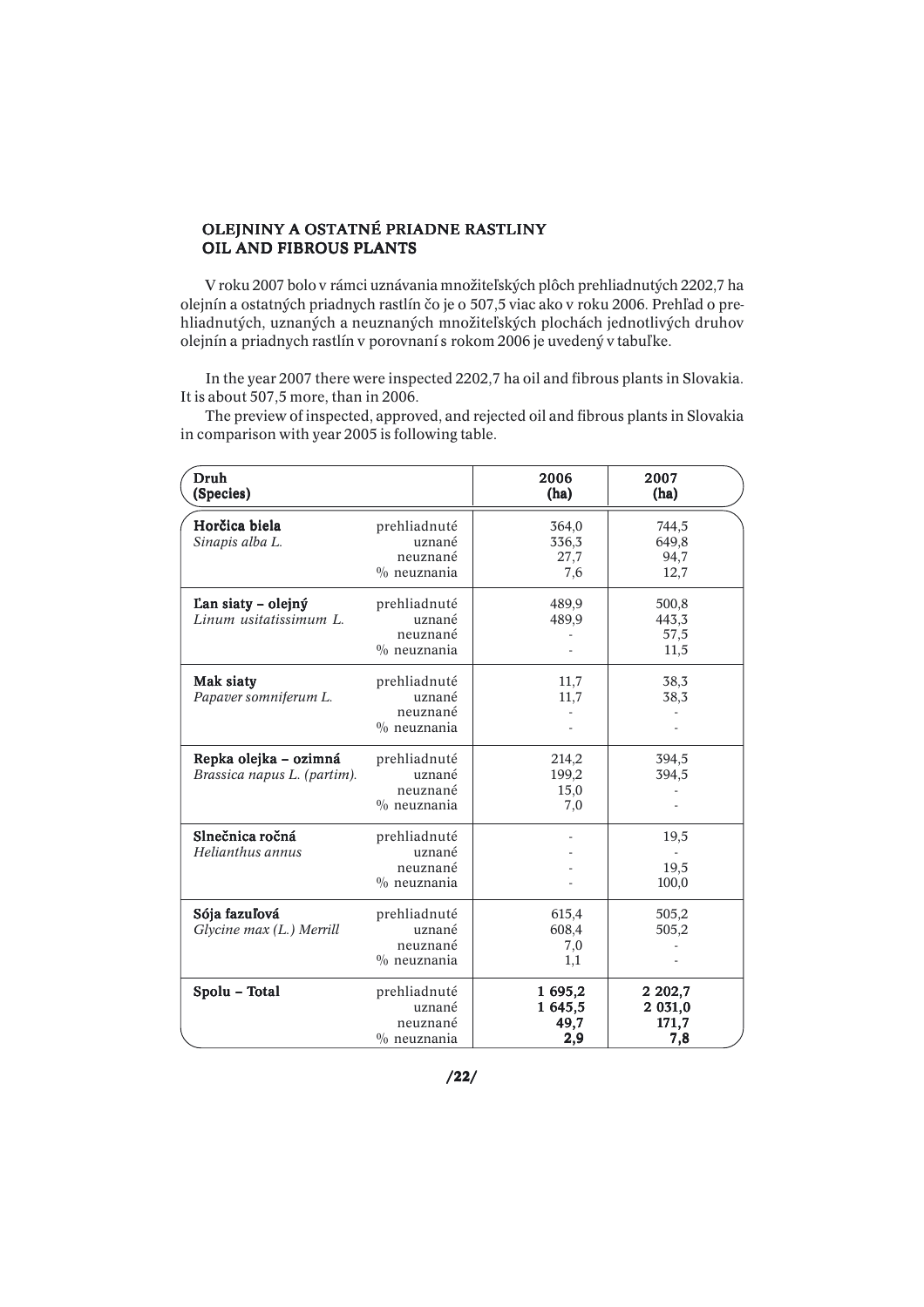## OLEJNINY A OSTATNÉ PRIADNE RASTLINY
## OIL AND FIBROUS PLANTS

V roku 2007 bolo v rámci uznávania množiteľských plôch prehliadnutých 2202,7 ha olejnín a ostatných priadnych rastlín čo je o 507,5 viac ako v roku 2006. Prehľad o prehliadnutých, uznaných a neuznaných množiteľských plochách jednotlivých druhov olejnín a priadnych rastlín v porovnaní s rokom 2006 je uvedený v tabuľke.

In the year 2007 there were inspected 2202,7 ha oil and fibrous plants in Slovakia. It is about 507,5 more, than in 2006.

The preview of inspected, approved, and rejected oil and fibrous plants in Slovakia in comparison with year 2005 is following table.

| Druh (Species) | | 2006 (ha) | 2007 (ha) |
|---|---|---|---|
| **Horčica biela** *Sinapis alba L.* | prehliadnuté | 364,0 | 744,5 |
| | uznané | 336,3 | 649,8 |
| | neuznané | 27,7 | 94,7 |
| | % neuznania | 7,6 | 12,7 |
| **Ľan siaty – olejný** *Linum usitatissimum L.* | prehliadnuté | 489,9 | 500,8 |
| | uznané | 489,9 | 443,3 |
| | neuznané | - | 57,5 |
| | % neuznania | - | 11,5 |
| **Mak siaty** *Papaver somniferum L.* | prehliadnuté | 11,7 | 38,3 |
| | uznané | 11,7 | 38,3 |
| | neuznané | - | - |
| | % neuznania | - | - |
| **Repka olejka – ozimná** *Brassica napus L. (partim).* | prehliadnuté | 214,2 | 394,5 |
| | uznané | 199,2 | 394,5 |
| | neuznané | 15,0 | - |
| | % neuznania | 7,0 | - |
| **Slnečnica ročná** *Helianthus annus* | prehliadnuté | - | 19,5 |
| | uznané | - | - |
| | neuznané | - | 19,5 |
| | % neuznania | - | 100,0 |
| **Sója fazuľová** *Glycine max (L.) Merrill* | prehliadnuté | 615,4 | 505,2 |
| | uznané | 608,4 | 505,2 |
| | neuznané | 7,0 | - |
| | % neuznania | 1,1 | - |
| **Spolu – Total** | prehliadnuté | **1 695,2** | **2 202,7** |
| | uznané | **1 645,5** | **2 031,0** |
| | neuznané | **49,7** | **171,7** |
| | % neuznania | **2,9** | **7,8** |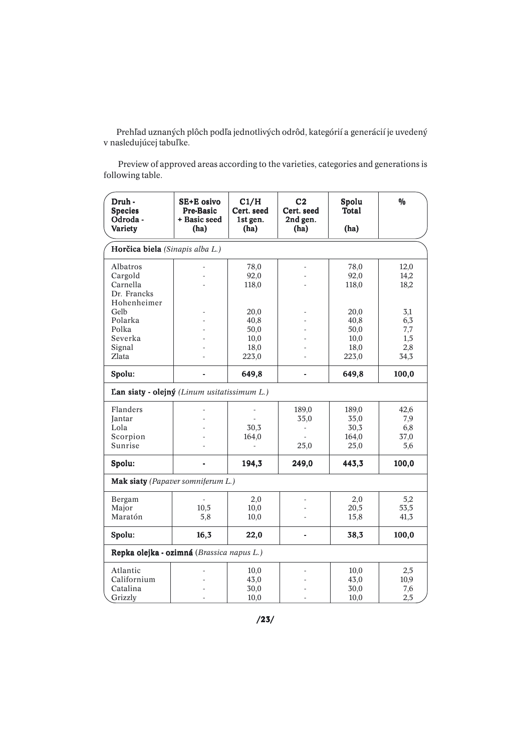Prehľad uznaných plôch podľa jednotlivých odrôd, kategórií a generácií je uvedený v nasledujúcej tabuľke.

Preview of approved areas according to the varieties, categories and generations is following table.

| Druh - Species Odroda - Variety | SE+E osivo Pre-Basic + Basic seed (ha) | C1/H Cert. seed 1st gen. (ha) | C2 Cert. seed 2nd gen. (ha) | Spolu Total (ha) | % |
|---|---|---|---|---|---|
| **Horčica biela** *(Sinapis alba L.)* | | | | | |
| Albatros | - | 78,0 | - | 78,0 | 12,0 |
| Cargold | - | 92,0 | - | 92,0 | 14,2 |
| Carnella | - | 118,0 | - | 118,0 | 18,2 |
| Dr. Francks Hohenheimer Gelb | - | 20,0 | - | 20,0 | 3,1 |
| Polarka | - | 40,8 | - | 40,8 | 6,3 |
| Polka | - | 50,0 | - | 50,0 | 7,7 |
| Severka | - | 10,0 | - | 10,0 | 1,5 |
| Signal | - | 18,0 | - | 18,0 | 2,8 |
| Zlata | - | 223,0 | - | 223,0 | 34,3 |
| **Spolu:** | **-** | **649,8** | **-** | **649,8** | **100,0** |
| **Ľan siaty - olejný** *(Linum usitatissimum L.)* | | | | | |
| Flanders | - | - | 189,0 | 189,0 | 42,6 |
| Jantar | - | - | 35,0 | 35,0 | 7,9 |
| Lola | - | 30,3 | - | 30,3 | 6,8 |
| Scorpion | - | 164,0 | - | 164,0 | 37,0 |
| Sunrise | - | - | 25,0 | 25,0 | 5,6 |
| **Spolu:** | **-** | **194,3** | **249,0** | **443,3** | **100,0** |
| **Mak siaty** *(Papaver somniferum L.)* | | | | | |
| Bergam | - | 2,0 | - | 2,0 | 5,2 |
| Major | 10,5 | 10,0 | - | 20,5 | 53,5 |
| Maratón | 5,8 | 10,0 | - | 15,8 | 41,3 |
| **Spolu:** | **16,3** | **22,0** | **-** | **38,3** | **100,0** |
| **Repka olejka - ozimná** *(Brassica napus L.)* | | | | | |
| Atlantic | - | 10,0 | - | 10,0 | 2,5 |
| Californium | - | 43,0 | - | 43,0 | 10,9 |
| Catalina | - | 30,0 | - | 30,0 | 7,6 |
| Grizzly | - | 10,0 | - | 10,0 | 2,5 |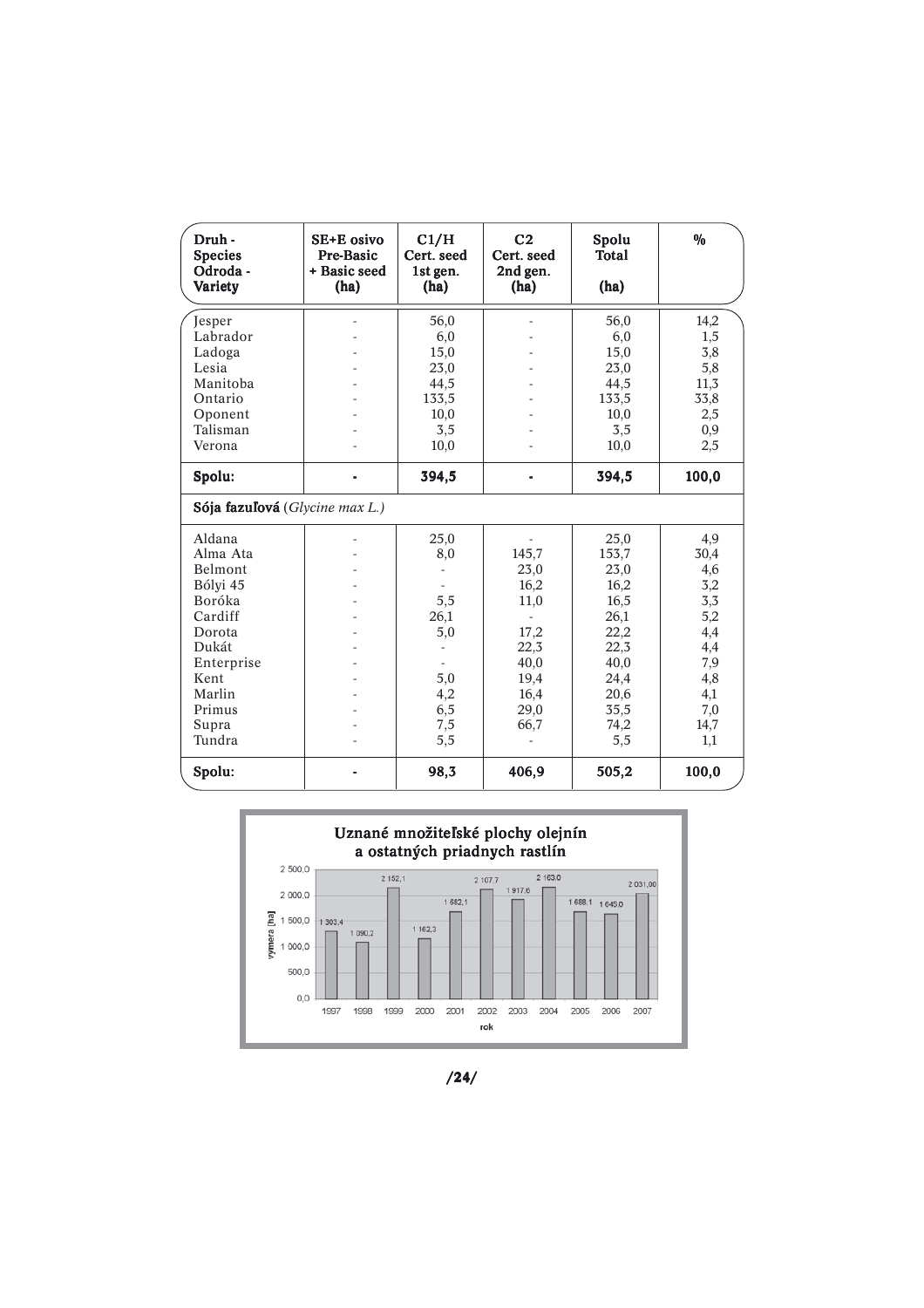| Druh - Species Odroda - Variety | SE+E osivo Pre-Basic + Basic seed (ha) | C1/H Cert. seed 1st gen. (ha) | C2 Cert. seed 2nd gen. (ha) | Spolu Total (ha) | % |
|---|---|---|---|---|---|
| Jesper | - | 56,0 | - | 56,0 | 14,2 |
| Labrador | - | 6,0 | - | 6,0 | 1,5 |
| Ladoga | - | 15,0 | - | 15,0 | 3,8 |
| Lesia | - | 23,0 | - | 23,0 | 5,8 |
| Manitoba | - | 44,5 | - | 44,5 | 11,3 |
| Ontario | - | 133,5 | - | 133,5 | 33,8 |
| Oponent | - | 10,0 | - | 10,0 | 2,5 |
| Talisman | - | 3,5 | - | 3,5 | 0,9 |
| Verona | - | 10,0 | - | 10,0 | 2,5 |
| **Spolu:** | **-** | **394,5** | **-** | **394,5** | **100,0** |
| **Sója fazuľová** (*Glycine max L.*) | | | | | |
| Aldana | - | 25,0 | - | 25,0 | 4,9 |
| Alma Ata | - | 8,0 | 145,7 | 153,7 | 30,4 |
| Belmont | - | - | 23,0 | 23,0 | 4,6 |
| Bólyi 45 | - | - | 16,2 | 16,2 | 3,2 |
| Boróka | - | 5,5 | 11,0 | 16,5 | 3,3 |
| Cardiff | - | 26,1 | - | 26,1 | 5,2 |
| Dorota | - | 5,0 | 17,2 | 22,2 | 4,4 |
| Dukát | - | - | 22,3 | 22,3 | 4,4 |
| Enterprise | - | - | 40,0 | 40,0 | 7,9 |
| Kent | - | 5,0 | 19,4 | 24,4 | 4,8 |
| Marlin | - | 4,2 | 16,4 | 20,6 | 4,1 |
| Primus | - | 6,5 | 29,0 | 35,5 | 7,0 |
| Supra | - | 7,5 | 66,7 | 74,2 | 14,7 |
| Tundra | - | 5,5 | - | 5,5 | 1,1 |
| **Spolu:** | **-** | **98,3** | **406,9** | **505,2** | **100,0** |

**Uznané množiteľské plochy olejnín a ostatných priadnych rastlín**

| rok | výmera [ha] |
|---|---|
| 1997 | 1 303,4 |
| 1998 | 1 090,2 |
| 1999 | 2 152,1 |
| 2000 | 1 162,3 |
| 2001 | 1 682,1 |
| 2002 | 2 107,7 |
| 2003 | 1 917,6 |
| 2004 | 2 163,0 |
| 2005 | 1 688,1 |
| 2006 | 1 645,0 |
| 2007 | 2 031,00 |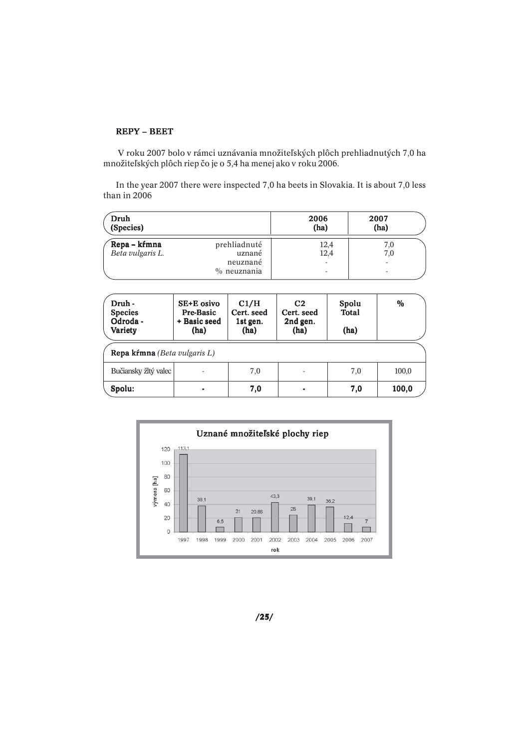**REPY – BEET**

V roku 2007 bolo v rámci uznávania množiteľských plôch prehliadnutých 7,0 ha množiteľských plôch riep čo je o 5,4 ha menej ako v roku 2006.

In the year 2007 there were inspected 7,0 ha beets in Slovakia. It is about 7,0 less than in 2006

| Druh (Species) | | 2006 (ha) | 2007 (ha) |
|---|---|---|---|
| **Repa – kŕmna** *Beta vulgaris L.* | prehliadnuté | 12,4 | 7,0 |
| | uznané | 12,4 | 7,0 |
| | neuznané | - | - |
| | % neuznania | - | - |

| Druh - Species Odroda - Variety | SE+E osivo Pre-Basic + Basic seed (ha) | C1/H Cert. seed 1st gen. (ha) | C2 Cert. seed 2nd gen. (ha) | Spolu Total (ha) | % |
|---|---|---|---|---|---|
| **Repa kŕmna** *(Beta vulgaris L)* | | | | | |
| Bučiansky žltý valec | - | 7,0 | - | 7,0 | 100,0 |
| **Spolu:** | **-** | **7,0** | **-** | **7,0** | **100,0** |

**Uznané množiteľské plochy riep**

| rok | výmera [ha] |
|---|---|
| 1997 | 113,1 |
| 1998 | 38,1 |
| 1999 | 6,5 |
| 2000 | 21 |
| 2001 | 20,86 |
| 2002 | 43,3 |
| 2003 | 25 |
| 2004 | 39,1 |
| 2005 | 36,2 |
| 2006 | 12,4 |
| 2007 | 7 |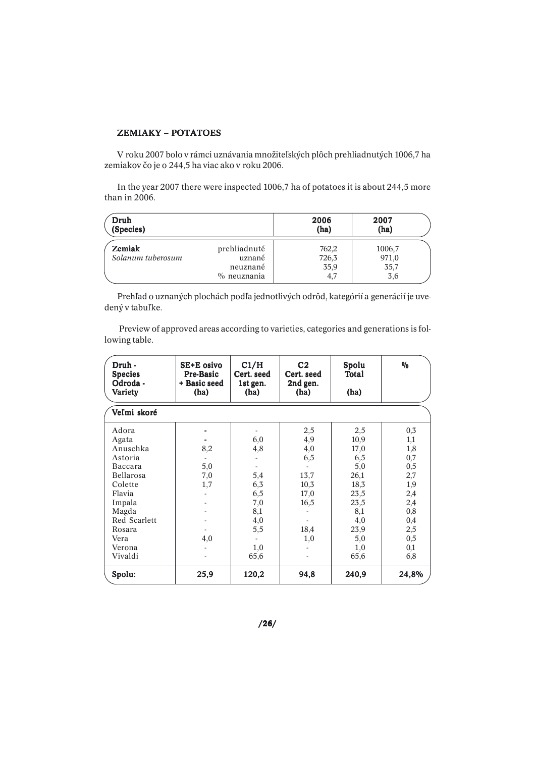## ZEMIAKY – POTATOES

V roku 2007 bolo v rámci uznávania množiteľských plôch prehliadnutých 1006,7 ha zemiakov čo je o 244,5 ha viac ako v roku 2006.

In the year 2007 there were inspected 1006,7 ha of potatoes it is about 244,5 more than in 2006.

| Druh (Species) | | 2006 (ha) | 2007 (ha) |
|---|---|---|---|
| **Zemiak** *Solanum tuberosum* | prehliadnuté | 762,2 | 1006,7 |
| | uznané | 726,3 | 971,0 |
| | neuznané | 35,9 | 35,7 |
| | % neuznania | 4,7 | 3,6 |

Prehľad o uznaných plochách podľa jednotlivých odrôd, kategórií a generácií je uvedený v tabuľke.

Preview of approved areas according to varieties, categories and generations is following table.

| Druh - Species Odroda - Variety | SE+E osivo Pre-Basic + Basic seed (ha) | C1/H Cert. seed 1st gen. (ha) | C2 Cert. seed 2nd gen. (ha) | Spolu Total (ha) | % |
|---|---|---|---|---|---|
| **Veľmi skoré** | | | | | |
| Adora | - | - | 2,5 | 2,5 | 0,3 |
| Agata | - | 6,0 | 4,9 | 10,9 | 1,1 |
| Anuschka | 8,2 | 4,8 | 4,0 | 17,0 | 1,8 |
| Astoria | - | - | 6,5 | 6,5 | 0,7 |
| Baccara | 5,0 | - | - | 5,0 | 0,5 |
| Bellarosa | 7,0 | 5,4 | 13,7 | 26,1 | 2,7 |
| Colette | 1,7 | 6,3 | 10,3 | 18,3 | 1,9 |
| Flavia | - | 6,5 | 17,0 | 23,5 | 2,4 |
| Impala | - | 7,0 | 16,5 | 23,5 | 2,4 |
| Magda | - | 8,1 | - | 8,1 | 0,8 |
| Red Scarlett | - | 4,0 | - | 4,0 | 0,4 |
| Rosara | - | 5,5 | 18,4 | 23,9 | 2,5 |
| Vera | 4,0 | - | 1,0 | 5,0 | 0,5 |
| Verona | - | 1,0 | - | 1,0 | 0,1 |
| Vivaldi | - | 65,6 | - | 65,6 | 6,8 |
| **Spolu:** | **25,9** | **120,2** | **94,8** | **240,9** | **24,8%** |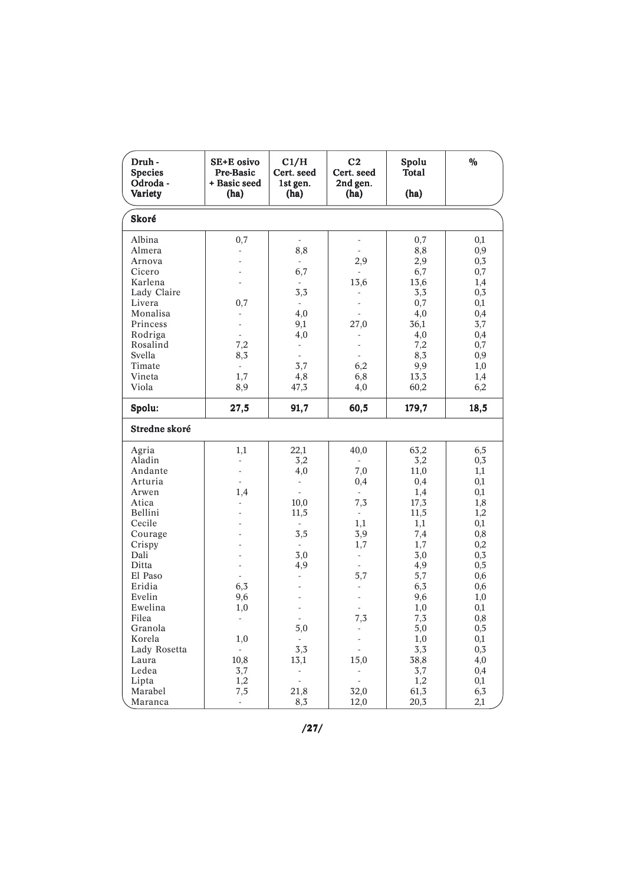| Druh - Species Odroda - Variety | SE+E osivo Pre-Basic + Basic seed (ha) | C1/H Cert. seed 1st gen. (ha) | C2 Cert. seed 2nd gen. (ha) | Spolu Total (ha) | % |
|---|---|---|---|---|---|
| **Skoré** | | | | | |
| Albina | 0,7 | - | - | 0,7 | 0,1 |
| Almera | - | 8,8 | - | 8,8 | 0,9 |
| Arnova | - | - | 2,9 | 2,9 | 0,3 |
| Cicero | - | 6,7 | - | 6,7 | 0,7 |
| Karlena | - | - | 13,6 | 13,6 | 1,4 |
| Lady Claire | | 3,3 | - | 3,3 | 0,3 |
| Livera | 0,7 | - | - | 0,7 | 0,1 |
| Monalisa | - | 4,0 | - | 4,0 | 0,4 |
| Princess | - | 9,1 | 27,0 | 36,1 | 3,7 |
| Rodriga | - | 4,0 | - | 4,0 | 0,4 |
| Rosalind | 7,2 | - | - | 7,2 | 0,7 |
| Svella | 8,3 | - | - | 8,3 | 0,9 |
| Timate | - | 3,7 | 6,2 | 9,9 | 1,0 |
| Vineta | 1,7 | 4,8 | 6,8 | 13,3 | 1,4 |
| Viola | 8,9 | 47,3 | 4,0 | 60,2 | 6,2 |
| **Spolu:** | **27,5** | **91,7** | **60,5** | **179,7** | **18,5** |
| **Stredne skoré** | | | | | |
| Agria | 1,1 | 22,1 | 40,0 | 63,2 | 6,5 |
| Aladin | - | 3,2 | - | 3,2 | 0,3 |
| Andante | - | 4,0 | 7,0 | 11,0 | 1,1 |
| Arturia | - | - | 0,4 | 0,4 | 0,1 |
| Arwen | 1,4 | - | - | 1,4 | 0,1 |
| Atica | - | 10,0 | 7,3 | 17,3 | 1,8 |
| Bellini | - | 11,5 | - | 11,5 | 1,2 |
| Cecile | - | - | 1,1 | 1,1 | 0,1 |
| Courage | - | 3,5 | 3,9 | 7,4 | 0,8 |
| Crispy | - | - | 1,7 | 1,7 | 0,2 |
| Dali | - | 3,0 | - | 3,0 | 0,3 |
| Ditta | - | 4,9 | - | 4,9 | 0,5 |
| El Paso | - | - | 5,7 | 5,7 | 0,6 |
| Eridia | 6,3 | - | - | 6,3 | 0,6 |
| Evelin | 9,6 | - | - | 9,6 | 1,0 |
| Ewelina | 1,0 | - | - | 1,0 | 0,1 |
| Filea | - | - | 7,3 | 7,3 | 0,8 |
| Granola | | 5,0 | - | 5,0 | 0,5 |
| Korela | 1,0 | - | - | 1,0 | 0,1 |
| Lady Rosetta | - | 3,3 | - | 3,3 | 0,3 |
| Laura | 10,8 | 13,1 | 15,0 | 38,8 | 4,0 |
| Ledea | 3,7 | - | - | 3,7 | 0,4 |
| Lipta | 1,2 | - | - | 1,2 | 0,1 |
| Marabel | 7,5 | 21,8 | 32,0 | 61,3 | 6,3 |
| Maranca | - | 8,3 | 12,0 | 20,3 | 2,1 |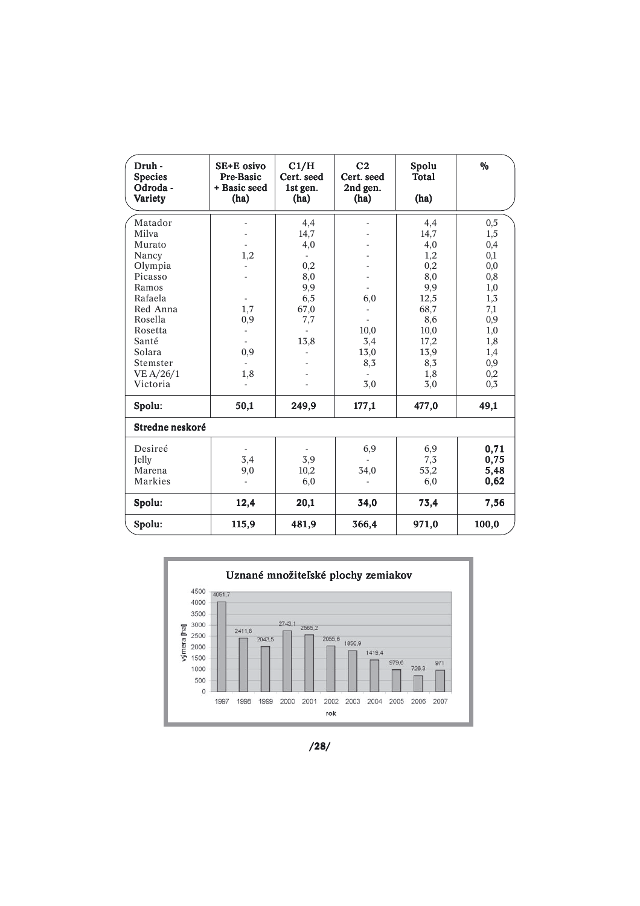| Druh - Species Odroda - Variety | SE+E osivo Pre-Basic + Basic seed (ha) | C1/H Cert. seed 1st gen. (ha) | C2 Cert. seed 2nd gen. (ha) | Spolu Total (ha) | % |
|---|---|---|---|---|---|
| Matador | - | 4,4 | - | 4,4 | 0,5 |
| Milva | - | 14,7 | - | 14,7 | 1,5 |
| Murato | - | 4,0 | - | 4,0 | 0,4 |
| Nancy | 1,2 | - | - | 1,2 | 0,1 |
| Olympia | - | 0,2 | - | 0,2 | 0,0 |
| Picasso | - | 8,0 | - | 8,0 | 0,8 |
| Ramos | | 9,9 | - | 9,9 | 1,0 |
| Rafaela | - | 6,5 | 6,0 | 12,5 | 1,3 |
| Red Anna | 1,7 | 67,0 | - | 68,7 | 7,1 |
| Rosella | 0,9 | 7,7 | - | 8,6 | 0,9 |
| Rosetta | - | - | 10,0 | 10,0 | 1,0 |
| Santé | - | 13,8 | 3,4 | 17,2 | 1,8 |
| Solara | 0,9 | - | 13,0 | 13,9 | 1,4 |
| Stemster | - | - | 8,3 | 8,3 | 0,9 |
| VE A/26/1 | 1,8 | - | - | 1,8 | 0,2 |
| Victoria | - | - | 3,0 | 3,0 | 0,3 |
| **Spolu:** | **50,1** | **249,9** | **177,1** | **477,0** | **49,1** |
| **Stredne neskoré** | | | | | |
| Desireé | - | - | 6,9 | 6,9 | **0,71** |
| Jelly | 3,4 | 3,9 | - | 7,3 | **0,75** |
| Marena | 9,0 | 10,2 | 34,0 | 53,2 | **5,48** |
| Markies | - | 6,0 | - | 6,0 | **0,62** |
| **Spolu:** | **12,4** | **20,1** | **34,0** | **73,4** | **7,56** |
| **Spolu:** | **115,9** | **481,9** | **366,4** | **971,0** | **100,0** |

**Uznané množiteľské plochy zemiakov**

| rok | výmera [ha] |
|---|---|
| 1997 | 4051,7 |
| 1998 | 2411,6 |
| 1999 | 2043,5 |
| 2000 | 2743,1 |
| 2001 | 2565,2 |
| 2002 | 2055,6 |
| 2003 | 1850,9 |
| 2004 | 1419,4 |
| 2005 | 979,6 |
| 2006 | 726,3 |
| 2007 | 971 |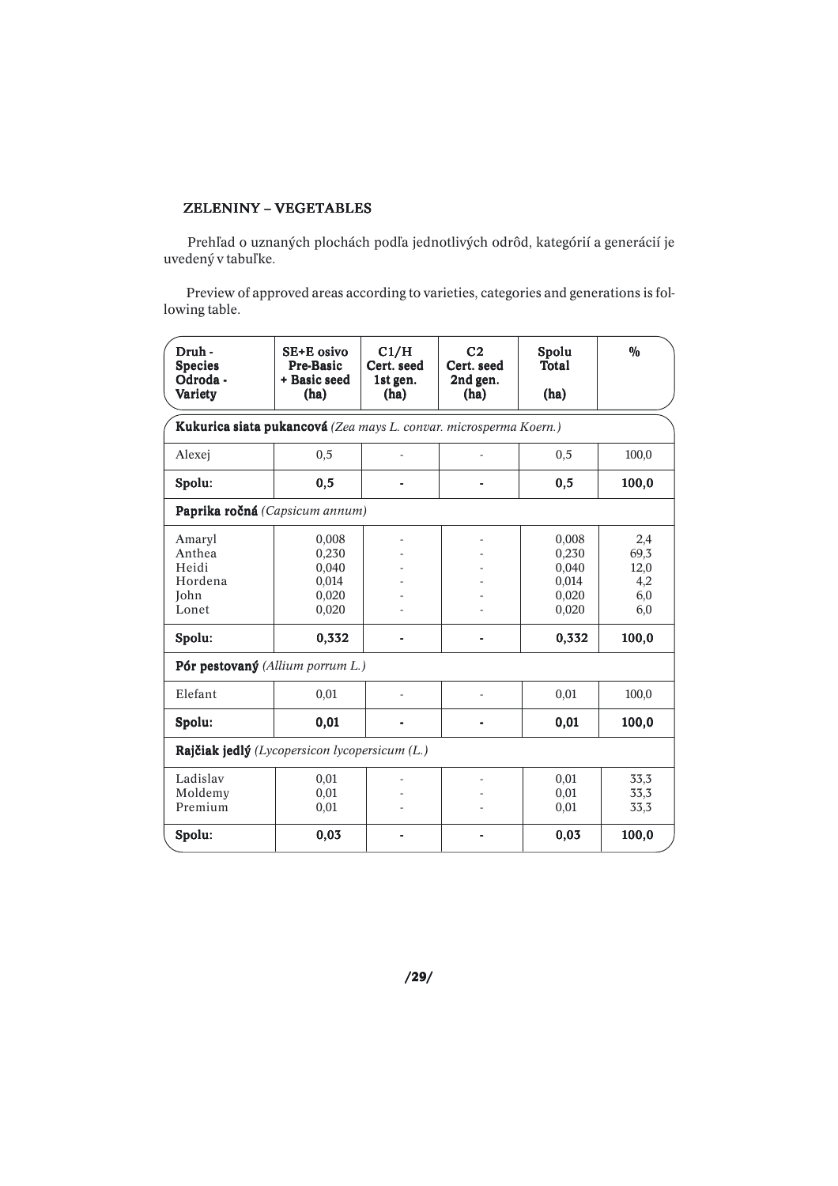## ZELENINY – VEGETABLES

Prehľad o uznaných plochách podľa jednotlivých odrôd, kategórií a generácií je uvedený v tabuľke.

Preview of approved areas according to varieties, categories and generations is following table.

| Druh - Species Odroda - Variety | SE+E osivo Pre-Basic + Basic seed (ha) | C1/H Cert. seed 1st gen. (ha) | C2 Cert. seed 2nd gen. (ha) | Spolu Total (ha) | % |
|---|---|---|---|---|---|
| **Kukurica siata pukancová** *(Zea mays L. convar. microsperma Koern.)* | | | | | |
| Alexej | 0,5 | - | - | 0,5 | 100,0 |
| **Spolu:** | **0,5** | **-** | **-** | **0,5** | **100,0** |
| **Paprika ročná** *(Capsicum annum)* | | | | | |
| Amaryl | 0,008 | - | - | 0,008 | 2,4 |
| Anthea | 0,230 | - | - | 0,230 | 69,3 |
| Heidi | 0,040 | - | - | 0,040 | 12,0 |
| Hordena | 0,014 | - | - | 0,014 | 4,2 |
| John | 0,020 | - | - | 0,020 | 6,0 |
| Lonet | 0,020 | - | - | 0,020 | 6,0 |
| **Spolu:** | **0,332** | **-** | **-** | **0,332** | **100,0** |
| **Pór pestovaný** *(Allium porrum L.)* | | | | | |
| Elefant | 0,01 | - | - | 0,01 | 100,0 |
| **Spolu:** | **0,01** | **-** | **-** | **0,01** | **100,0** |
| **Rajčiak jedlý** *(Lycopersicon lycopersicum (L.)* | | | | | |
| Ladislav | 0,01 | - | - | 0,01 | 33,3 |
| Moldemy | 0,01 | - | - | 0,01 | 33,3 |
| Premium | 0,01 | - | - | 0,01 | 33,3 |
| **Spolu:** | **0,03** | **-** | **-** | **0,03** | **100,0** |